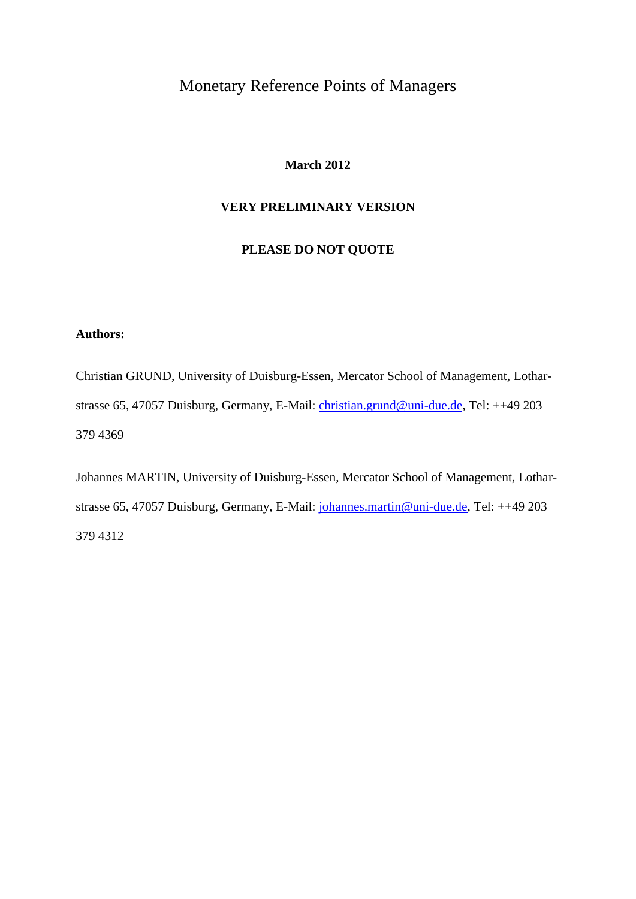# Monetary Reference Points of Managers

**March 2012**

**VERY PRELIMINARY VERSION**

**PLEASE DO NOT QUOTE**

**Authors:**

Christian GRUND, University of Duisburg-Essen, Mercator School of Management, Lotharstrasse 65, 47057 Duisburg, Germany, E-Mail: christian.grund@uni-due.de, Tel: ++49 203 379 4369

Johannes MARTIN, University of Duisburg-Essen, Mercator School of Management, Lotharstrasse 65, 47057 Duisburg, Germany, E-Mail: johannes.martin@uni-due.de, Tel: ++49 203 379 4312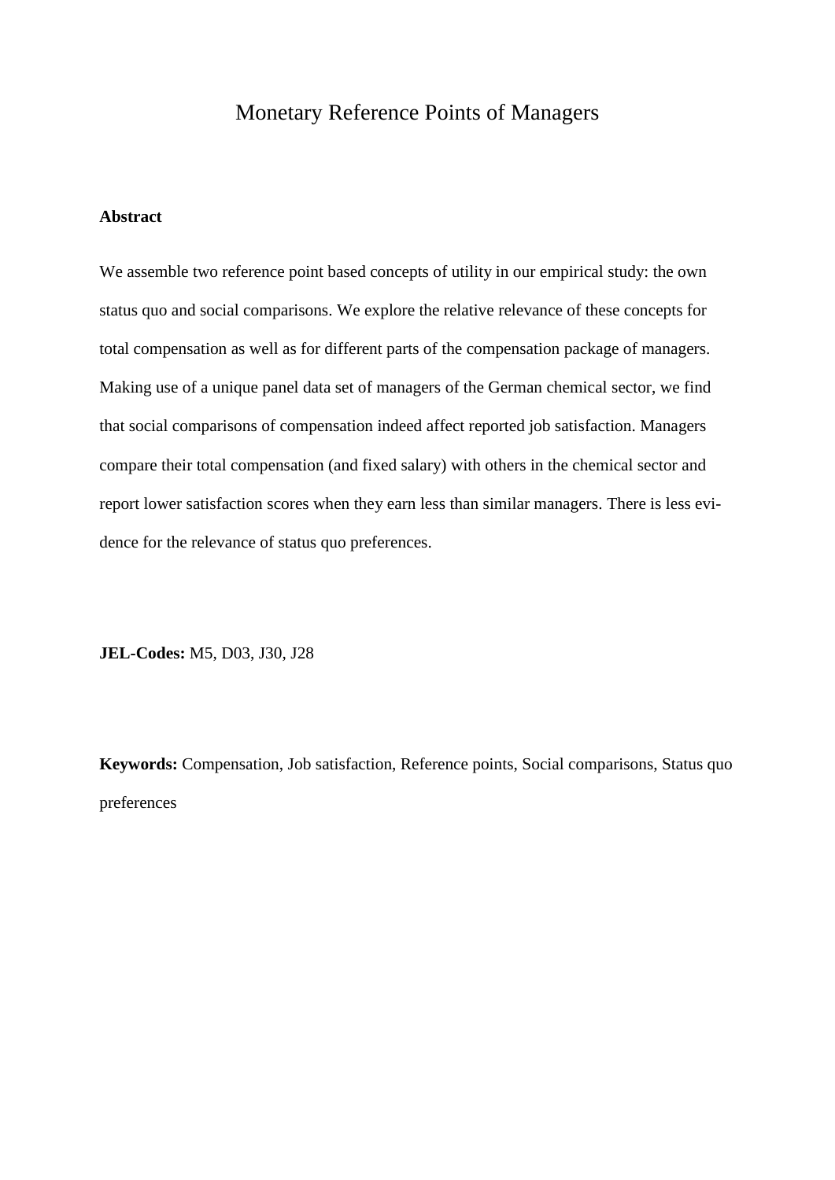# Monetary Reference Points of Managers

**Abstract**

We assemble two reference point based concepts of utility in our empirical study: the own status quo and social comparisons. We explore the relative relevance of these concepts for total compensation as well as for different parts of the compensation package of managers. Making use of a unique panel data set of managers of the German chemical sector, we find that social comparisons of compensation indeed affect reported job satisfaction. Managers compare their total compensation (and fixed salary) with others in the chemical sector and report lower satisfaction scores when they earn less than similar managers. There is less evidence for the relevance of status quo preferences.

**JEL-Codes:** M5, D03, J30, J28

**Keywords:** Compensation, Job satisfaction, Reference points, Social comparisons, Status quo preferences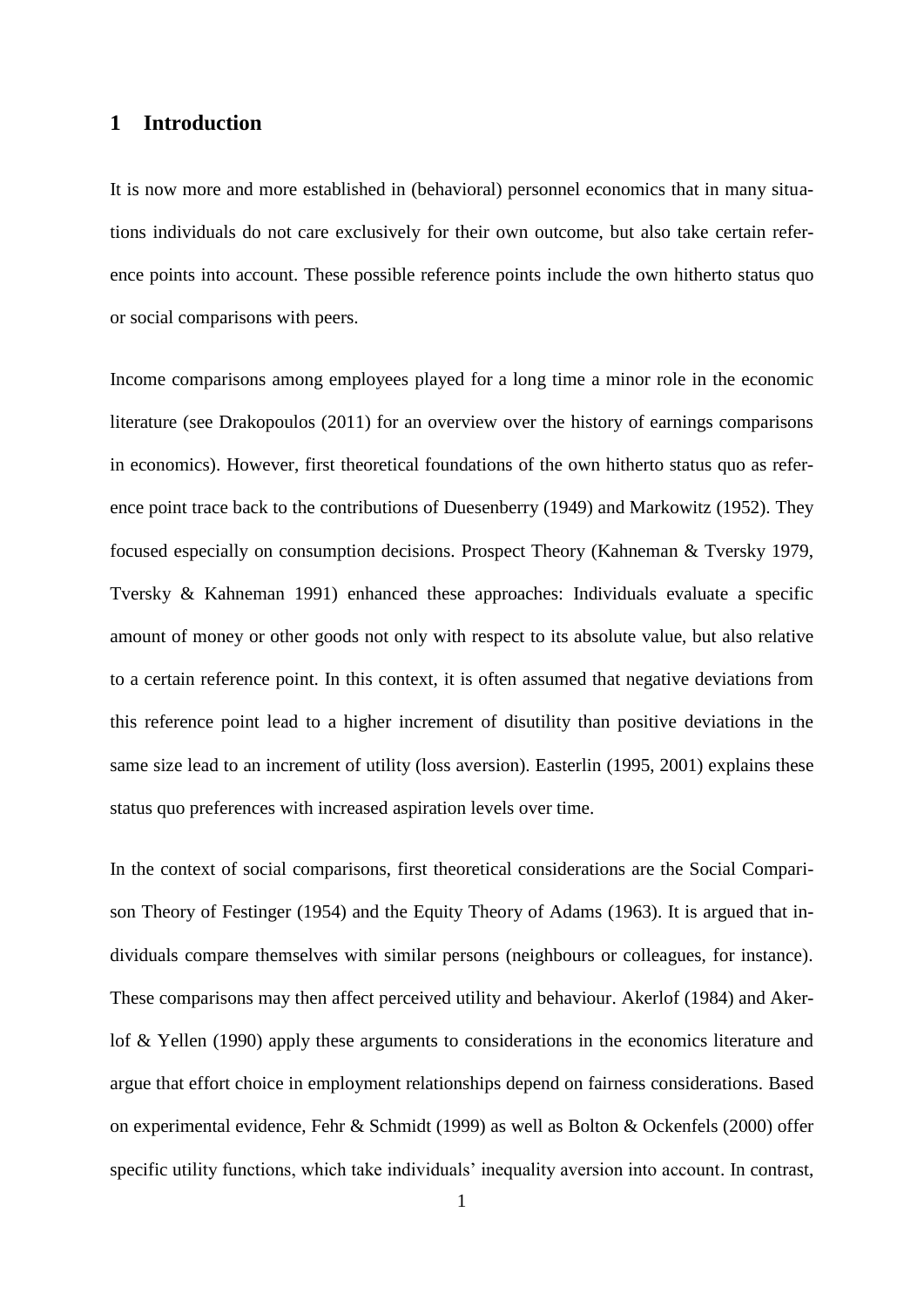# 1 Introduction

It is now more and more established in (behavioral) personnel economics that in many situations individuals do not care exclusively for their own outcome, but also take certain reference points into account. These possible reference points include the own hitherto status quo or social comparisons with peers.

Income comparisons among employees played for a long time a minor role in the economic literature (see Drakopoulos (2011) for an overview over the history of earnings comparisons in economics). However, first theoretical foundations of the own hitherto status quo as reference point trace back to the contributions of Duesenberry (1949) and Markowitz (1952). They focused especially on consumption decisions. Prospect Theory (Kahneman & Tversky 1979, Tversky & Kahneman 1991) enhanced these approaches: Individuals evaluate a specific amount of money or other goods not only with respect to its absolute value, but also relative to a certain reference point. In this context, it is often assumed that negative deviations from this reference point lead to a higher increment of disutility than positive deviations in the same size lead to an increment of utility (loss aversion). Easterlin (1995, 2001) explains these status quo preferences with increased aspiration levels over time.

In the context of social comparisons, first theoretical considerations are the Social Comparison Theory of Festinger (1954) and the Equity Theory of Adams (1963). It is argued that individuals compare themselves with similar persons (neighbours or colleagues, for instance). These comparisons may then affect perceived utility and behaviour. Akerlof (1984) and Akerlof & Yellen (1990) apply these arguments to considerations in the economics literature and argue that effort choice in employment relationships depend on fairness considerations. Based on experimental evidence, Fehr & Schmidt (1999) as well as Bolton & Ockenfels (2000) offer specific utility functions, which take individuals' inequality aversion into account. In contrast,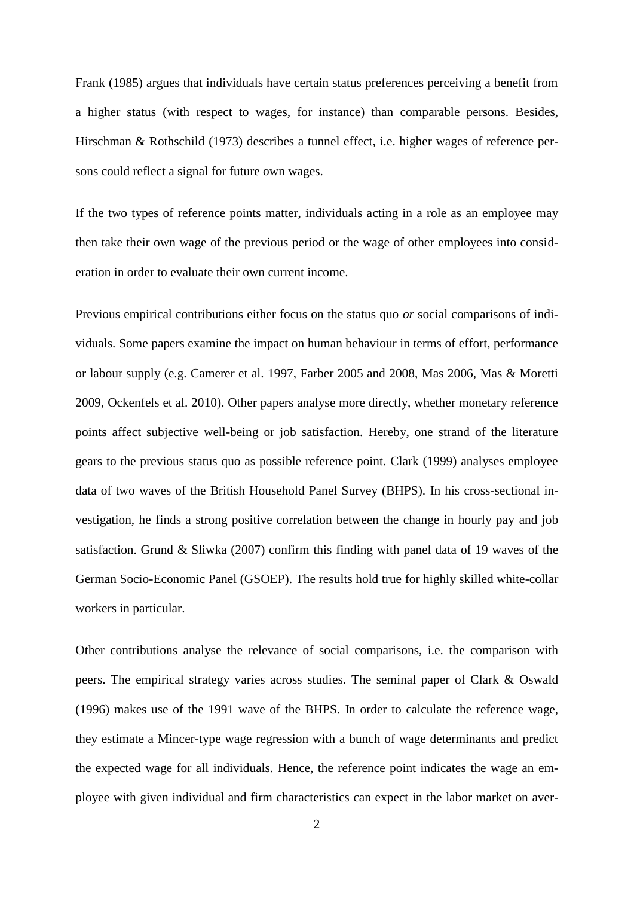Frank (1985) argues that individuals have certain status preferences perceiving a benefit from a higher status (with respect to wages, for instance) than comparable persons. Besides, Hirschman & Rothschild (1973) describes a tunnel effect, i.e. higher wages of reference persons could reflect a signal for future own wages.

If the two types of reference points matter, individuals acting in a role as an employee may then take their own wage of the previous period or the wage of other employees into consideration in order to evaluate their own current income.

Previous empirical contributions either focus on the status quo *or* social comparisons of individuals. Some papers examine the impact on human behaviour in terms of effort, performance or labour supply (e.g. Camerer et al. 1997, Farber 2005 and 2008, Mas 2006, Mas & Moretti 2009, Ockenfels et al. 2010). Other papers analyse more directly, whether monetary reference points affect subjective well-being or job satisfaction. Hereby, one strand of the literature gears to the previous status quo as possible reference point. Clark (1999) analyses employee data of two waves of the British Household Panel Survey (BHPS). In his cross-sectional investigation, he finds a strong positive correlation between the change in hourly pay and job satisfaction. Grund & Sliwka (2007) confirm this finding with panel data of 19 waves of the German Socio-Economic Panel (GSOEP). The results hold true for highly skilled white-collar workers in particular.

Other contributions analyse the relevance of social comparisons, i.e. the comparison with peers. The empirical strategy varies across studies. The seminal paper of Clark & Oswald (1996) makes use of the 1991 wave of the BHPS. In order to calculate the reference wage, they estimate a Mincer-type wage regression with a bunch of wage determinants and predict the expected wage for all individuals. Hence, the reference point indicates the wage an employee with given individual and firm characteristics can expect in the labor market on aver-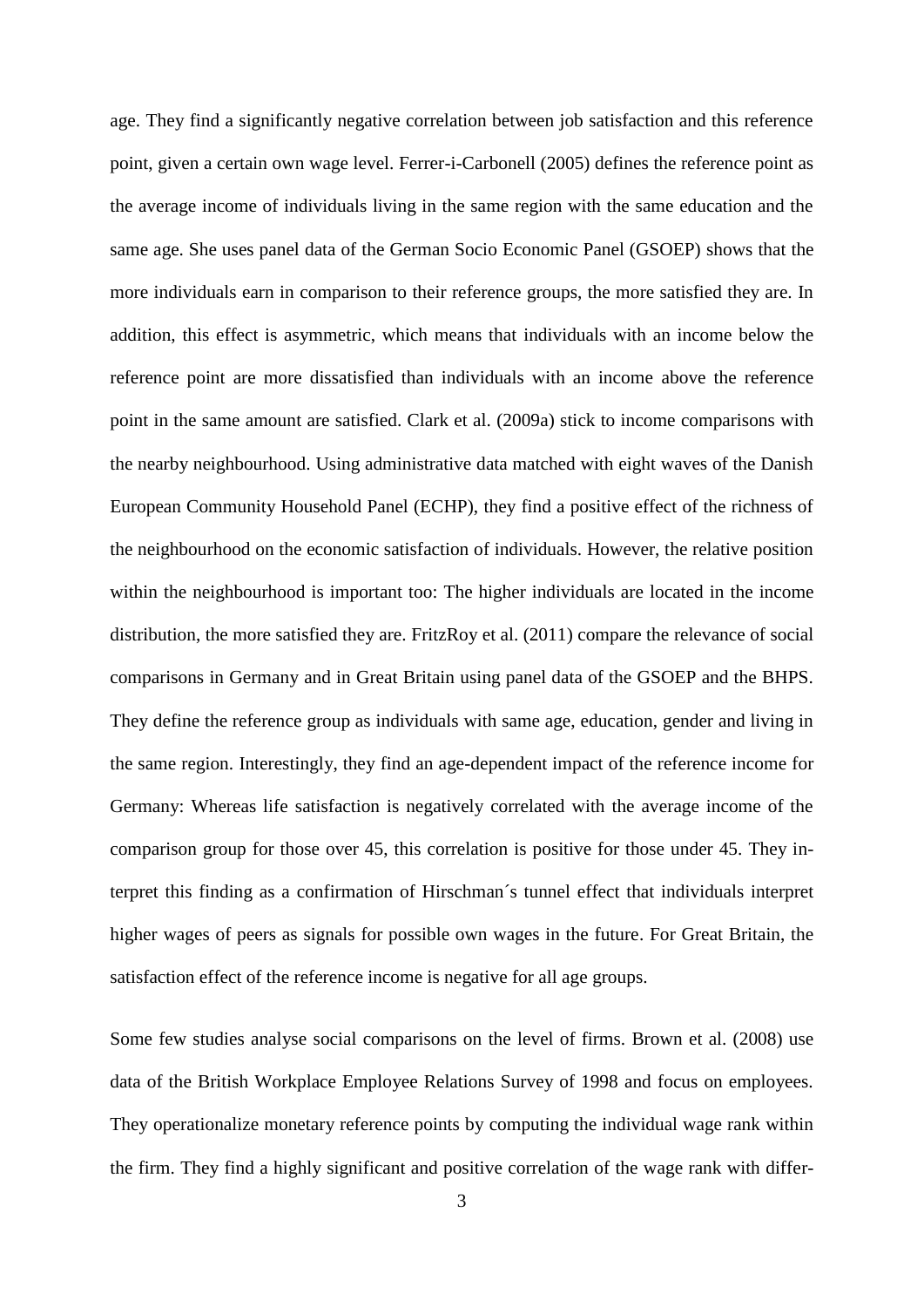age. They find a significantly negative correlation between job satisfaction and this reference point, given a certain own wage level. Ferrer-i-Carbonell (2005) defines the reference point as the average income of individuals living in the same region with the same education and the same age. She uses panel data of the German Socio Economic Panel (GSOEP) shows that the more individuals earn in comparison to their reference groups, the more satisfied they are. In addition, this effect is asymmetric, which means that individuals with an income below the reference point are more dissatisfied than individuals with an income above the reference point in the same amount are satisfied. Clark et al. (2009a) stick to income comparisons with the nearby neighbourhood. Using administrative data matched with eight waves of the Danish European Community Household Panel (ECHP), they find a positive effect of the richness of the neighbourhood on the economic satisfaction of individuals. However, the relative position within the neighbourhood is important too: The higher individuals are located in the income distribution, the more satisfied they are. FritzRoy et al. (2011) compare the relevance of social comparisons in Germany and in Great Britain using panel data of the GSOEP and the BHPS. They define the reference group as individuals with same age, education, gender and living in the same region. Interestingly, they find an age-dependent impact of the reference income for Germany: Whereas life satisfaction is negatively correlated with the average income of the comparison group for those over 45, this correlation is positive for those under 45. They interpret this finding as a confirmation of Hirschman´s tunnel effect that individuals interpret higher wages of peers as signals for possible own wages in the future. For Great Britain, the satisfaction effect of the reference income is negative for all age groups.

Some few studies analyse social comparisons on the level of firms. Brown et al. (2008) use data of the British Workplace Employee Relations Survey of 1998 and focus on employees. They operationalize monetary reference points by computing the individual wage rank within the firm. They find a highly significant and positive correlation of the wage rank with differ-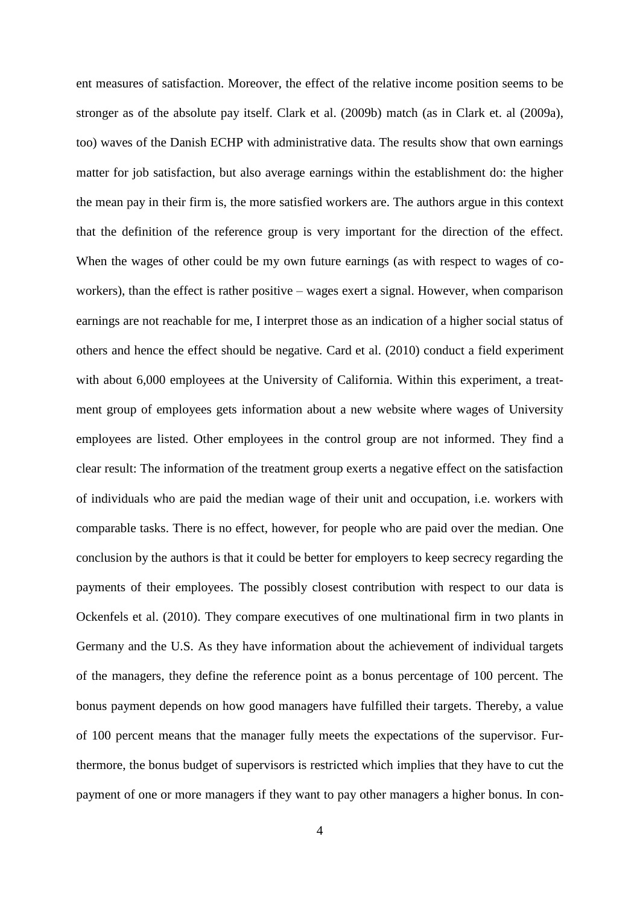ent measures of satisfaction. Moreover, the effect of the relative income position seems to be stronger as of the absolute pay itself. Clark et al. (2009b) match (as in Clark et. al (2009a), too) waves of the Danish ECHP with administrative data. The results show that own earnings matter for job satisfaction, but also average earnings within the establishment do: the higher the mean pay in their firm is, the more satisfied workers are. The authors argue in this context that the definition of the reference group is very important for the direction of the effect. When the wages of other could be my own future earnings (as with respect to wages of co-workers), than the effect is rather positive – wages exert a signal. However, when comparison earnings are not reachable for me, I interpret those as an indication of a higher social status of others and hence the effect should be negative. Card et al. (2010) conduct a field experiment with about 6,000 employees at the University of California. Within this experiment, a treatment group of employees gets information about a new website where wages of University employees are listed. Other employees in the control group are not informed. They find a clear result: The information of the treatment group exerts a negative effect on the satisfaction of individuals who are paid the median wage of their unit and occupation, i.e. workers with comparable tasks. There is no effect, however, for people who are paid over the median. One conclusion by the authors is that it could be better for employers to keep secrecy regarding the payments of their employees. The possibly closest contribution with respect to our data is Ockenfels et al. (2010). They compare executives of one multinational firm in two plants in Germany and the U.S. As they have information about the achievement of individual targets of the managers, they define the reference point as a bonus percentage of 100 percent. The bonus payment depends on how good managers have fulfilled their targets. Thereby, a value of 100 percent means that the manager fully meets the expectations of the supervisor. Furthermore, the bonus budget of supervisors is restricted which implies that they have to cut the payment of one or more managers if they want to pay other managers a higher bonus. In con-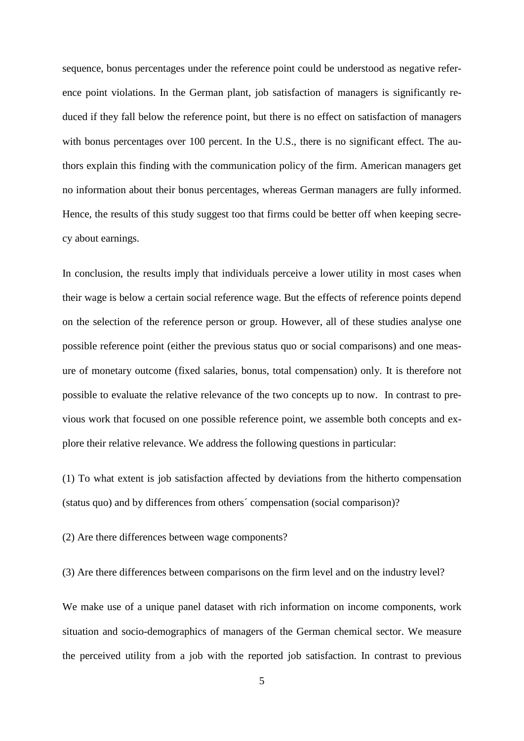sequence, bonus percentages under the reference point could be understood as negative reference point violations. In the German plant, job satisfaction of managers is significantly reduced if they fall below the reference point, but there is no effect on satisfaction of managers with bonus percentages over 100 percent. In the U.S., there is no significant effect. The authors explain this finding with the communication policy of the firm. American managers get no information about their bonus percentages, whereas German managers are fully informed. Hence, the results of this study suggest too that firms could be better off when keeping secrecy about earnings.

In conclusion, the results imply that individuals perceive a lower utility in most cases when their wage is below a certain social reference wage. But the effects of reference points depend on the selection of the reference person or group. However, all of these studies analyse one possible reference point (either the previous status quo or social comparisons) and one measure of monetary outcome (fixed salaries, bonus, total compensation) only. It is therefore not possible to evaluate the relative relevance of the two concepts up to now. In contrast to previous work that focused on one possible reference point, we assemble both concepts and explore their relative relevance. We address the following questions in particular:

(1) To what extent is job satisfaction affected by deviations from the hitherto compensation (status quo) and by differences from others´ compensation (social comparison)?

(2) Are there differences between wage components?

(3) Are there differences between comparisons on the firm level and on the industry level?

We make use of a unique panel dataset with rich information on income components, work situation and socio-demographics of managers of the German chemical sector. We measure the perceived utility from a job with the reported job satisfaction. In contrast to previous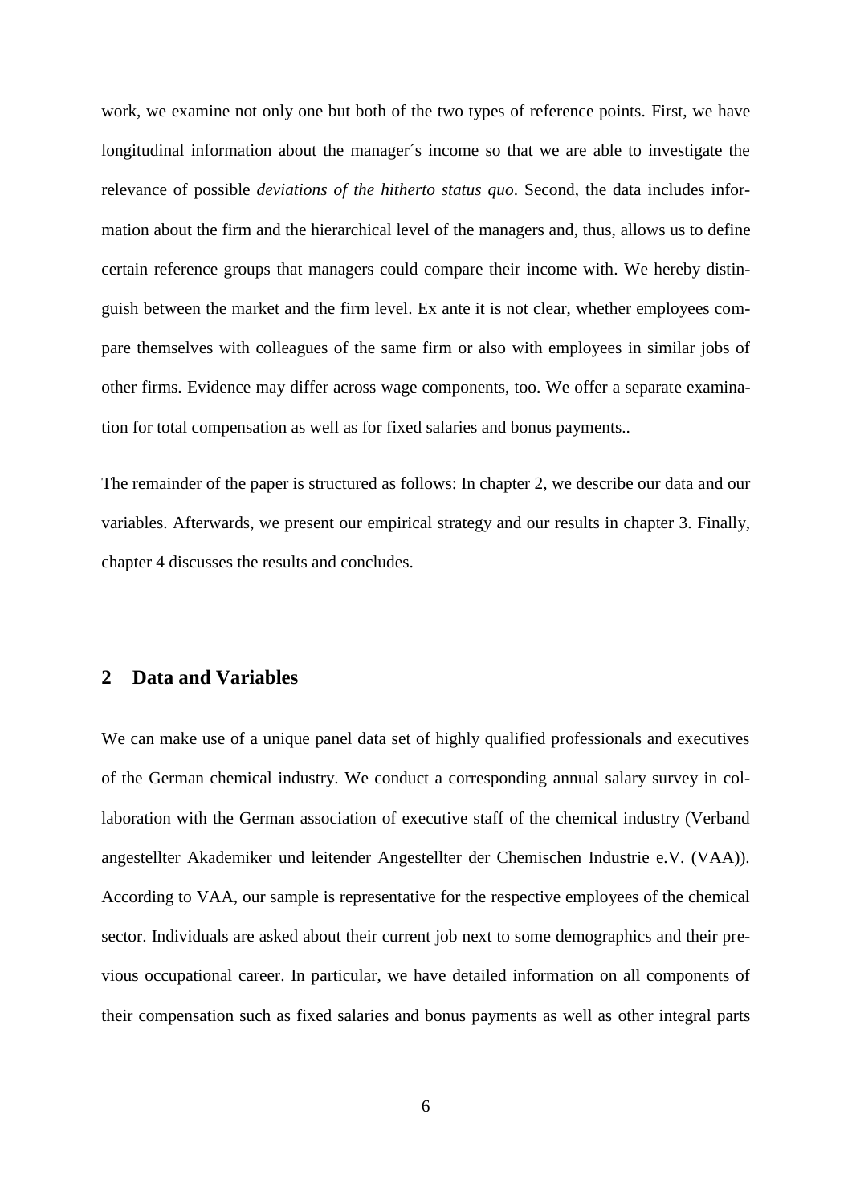work, we examine not only one but both of the two types of reference points. First, we have longitudinal information about the manager´s income so that we are able to investigate the relevance of possible *deviations of the hitherto status quo*. Second, the data includes information about the firm and the hierarchical level of the managers and, thus, allows us to define certain reference groups that managers could compare their income with. We hereby distinguish between the market and the firm level. Ex ante it is not clear, whether employees compare themselves with colleagues of the same firm or also with employees in similar jobs of other firms. Evidence may differ across wage components, too. We offer a separate examination for total compensation as well as for fixed salaries and bonus payments..

The remainder of the paper is structured as follows: In chapter 2, we describe our data and our variables. Afterwards, we present our empirical strategy and our results in chapter 3. Finally, chapter 4 discusses the results and concludes.

## 2 Data and Variables

We can make use of a unique panel data set of highly qualified professionals and executives of the German chemical industry. We conduct a corresponding annual salary survey in collaboration with the German association of executive staff of the chemical industry (Verband angestellter Akademiker und leitender Angestellter der Chemischen Industrie e.V. (VAA)). According to VAA, our sample is representative for the respective employees of the chemical sector. Individuals are asked about their current job next to some demographics and their previous occupational career. In particular, we have detailed information on all components of their compensation such as fixed salaries and bonus payments as well as other integral parts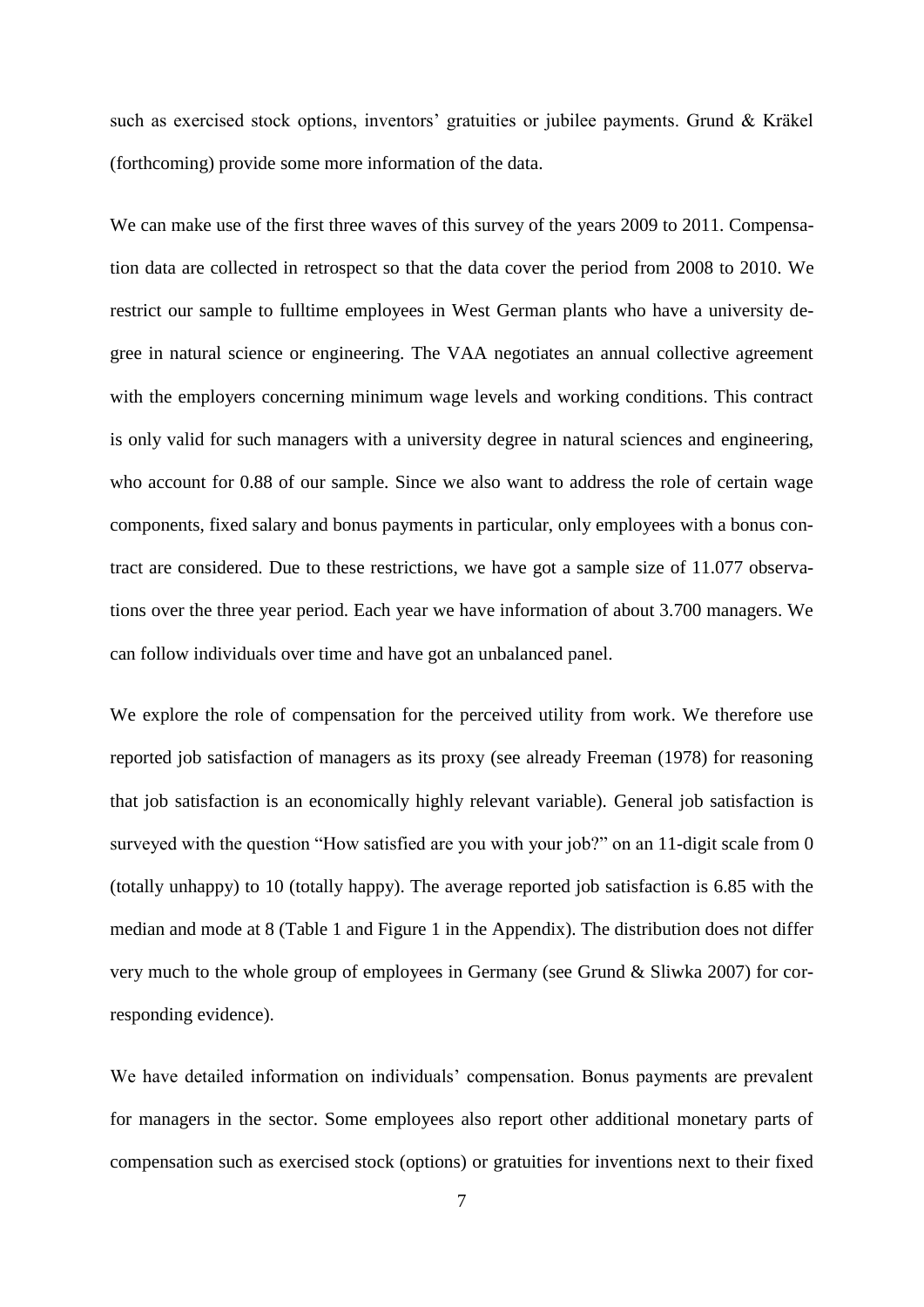such as exercised stock options, inventors' gratuities or jubilee payments. Grund & Kräkel (forthcoming) provide some more information of the data.

We can make use of the first three waves of this survey of the years 2009 to 2011. Compensation data are collected in retrospect so that the data cover the period from 2008 to 2010. We restrict our sample to fulltime employees in West German plants who have a university degree in natural science or engineering. The VAA negotiates an annual collective agreement with the employers concerning minimum wage levels and working conditions. This contract is only valid for such managers with a university degree in natural sciences and engineering, who account for 0.88 of our sample. Since we also want to address the role of certain wage components, fixed salary and bonus payments in particular, only employees with a bonus contract are considered. Due to these restrictions, we have got a sample size of 11.077 observations over the three year period. Each year we have information of about 3.700 managers. We can follow individuals over time and have got an unbalanced panel.

We explore the role of compensation for the perceived utility from work. We therefore use reported job satisfaction of managers as its proxy (see already Freeman (1978) for reasoning that job satisfaction is an economically highly relevant variable). General job satisfaction is surveyed with the question "How satisfied are you with your job?" on an 11-digit scale from 0 (totally unhappy) to 10 (totally happy). The average reported job satisfaction is 6.85 with the median and mode at 8 (Table 1 and Figure 1 in the Appendix). The distribution does not differ very much to the whole group of employees in Germany (see Grund & Sliwka 2007) for corresponding evidence).

We have detailed information on individuals' compensation. Bonus payments are prevalent for managers in the sector. Some employees also report other additional monetary parts of compensation such as exercised stock (options) or gratuities for inventions next to their fixed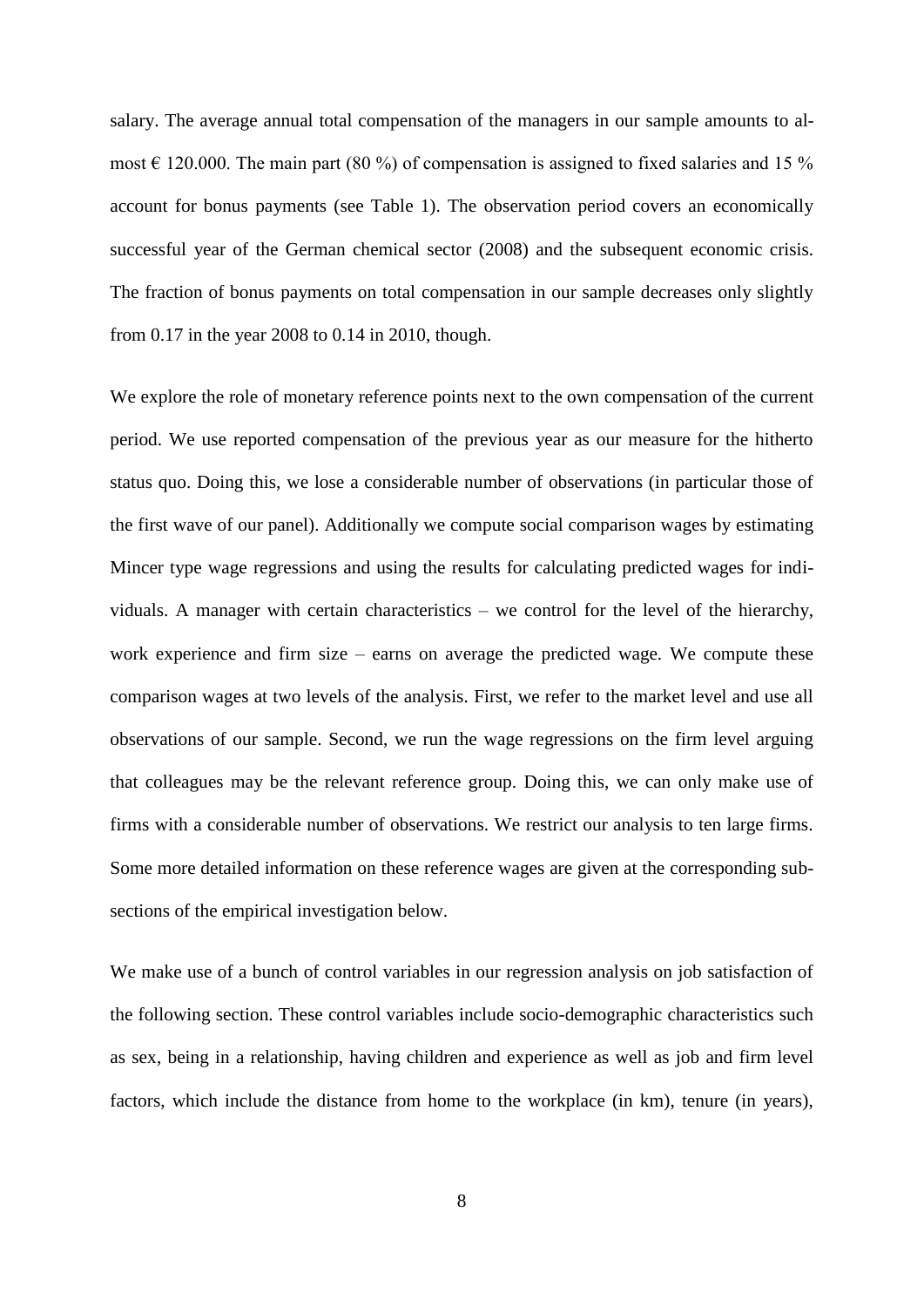salary. The average annual total compensation of the managers in our sample amounts to almost € 120.000. The main part (80 %) of compensation is assigned to fixed salaries and 15 % account for bonus payments (see Table 1). The observation period covers an economically successful year of the German chemical sector (2008) and the subsequent economic crisis. The fraction of bonus payments on total compensation in our sample decreases only slightly from 0.17 in the year 2008 to 0.14 in 2010, though.

We explore the role of monetary reference points next to the own compensation of the current period. We use reported compensation of the previous year as our measure for the hitherto status quo. Doing this, we lose a considerable number of observations (in particular those of the first wave of our panel). Additionally we compute social comparison wages by estimating Mincer type wage regressions and using the results for calculating predicted wages for individuals. A manager with certain characteristics – we control for the level of the hierarchy, work experience and firm size – earns on average the predicted wage. We compute these comparison wages at two levels of the analysis. First, we refer to the market level and use all observations of our sample. Second, we run the wage regressions on the firm level arguing that colleagues may be the relevant reference group. Doing this, we can only make use of firms with a considerable number of observations. We restrict our analysis to ten large firms. Some more detailed information on these reference wages are given at the corresponding subsections of the empirical investigation below.

We make use of a bunch of control variables in our regression analysis on job satisfaction of the following section. These control variables include socio-demographic characteristics such as sex, being in a relationship, having children and experience as well as job and firm level factors, which include the distance from home to the workplace (in km), tenure (in years),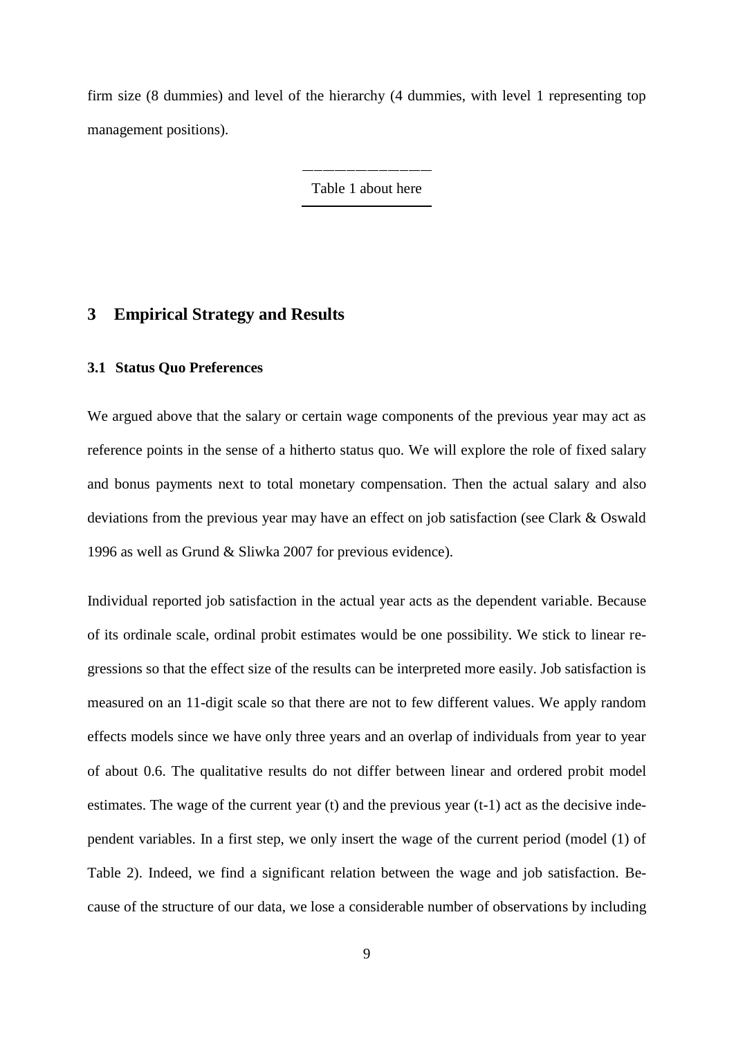firm size (8 dummies) and level of the hierarchy (4 dummies, with level 1 representing top management positions).

Table 1 about here

## 3 Empirical Strategy and Results

### 3.1 Status Quo Preferences

We argued above that the salary or certain wage components of the previous year may act as reference points in the sense of a hitherto status quo. We will explore the role of fixed salary and bonus payments next to total monetary compensation. Then the actual salary and also deviations from the previous year may have an effect on job satisfaction (see Clark & Oswald 1996 as well as Grund & Sliwka 2007 for previous evidence).

Individual reported job satisfaction in the actual year acts as the dependent variable. Because of its ordinale scale, ordinal probit estimates would be one possibility. We stick to linear regressions so that the effect size of the results can be interpreted more easily. Job satisfaction is measured on an 11-digit scale so that there are not to few different values. We apply random effects models since we have only three years and an overlap of individuals from year to year of about 0.6. The qualitative results do not differ between linear and ordered probit model estimates. The wage of the current year (t) and the previous year (t-1) act as the decisive independent variables. In a first step, we only insert the wage of the current period (model (1) of Table 2). Indeed, we find a significant relation between the wage and job satisfaction. Because of the structure of our data, we lose a considerable number of observations by including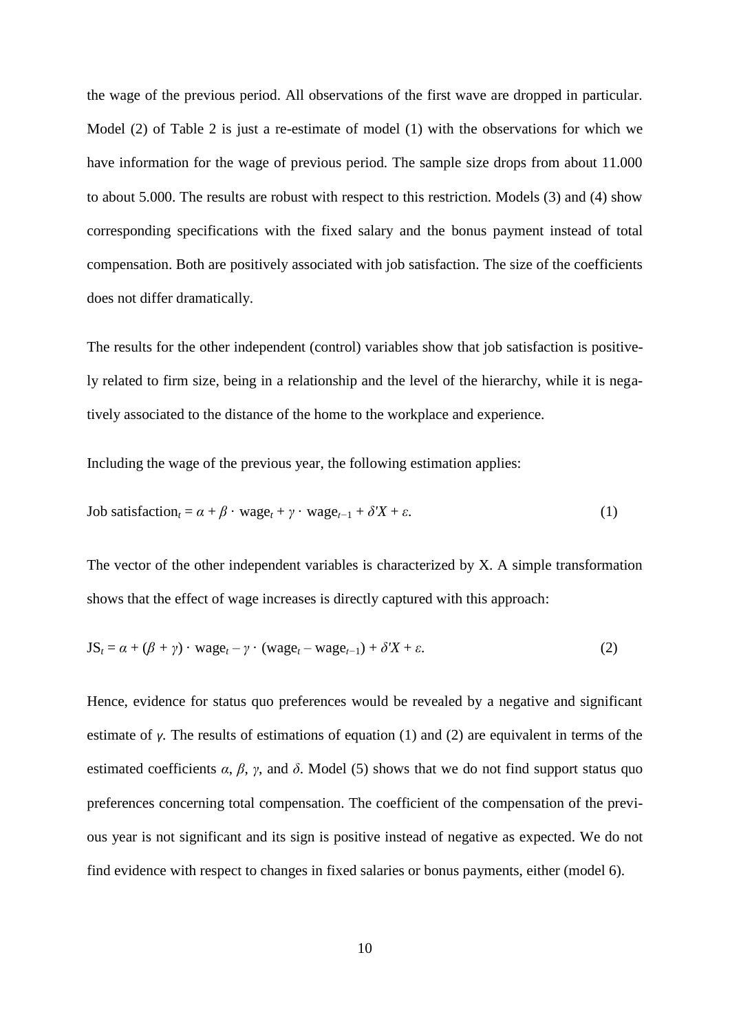the wage of the previous period. All observations of the first wave are dropped in particular. Model (2) of Table 2 is just a re-estimate of model (1) with the observations for which we have information for the wage of previous period. The sample size drops from about 11.000 to about 5.000. The results are robust with respect to this restriction. Models (3) and (4) show corresponding specifications with the fixed salary and the bonus payment instead of total compensation. Both are positively associated with job satisfaction. The size of the coefficients does not differ dramatically.

The results for the other independent (control) variables show that job satisfaction is positively related to firm size, being in a relationship and the level of the hierarchy, while it is negatively associated to the distance of the home to the workplace and experience.

Including the wage of the previous year, the following estimation applies:

$$\text{Job satisfaction}_t = \alpha + \beta \cdot \text{wage}_t + \gamma \cdot \text{wage}_{t-1} + \delta' X + \varepsilon. \tag{1}$$

The vector of the other independent variables is characterized by X. A simple transformation shows that the effect of wage increases is directly captured with this approach:

$$\text{JS}_t = \alpha + (\beta + \gamma) \cdot \text{wage}_t - \gamma \cdot (\text{wage}_t - \text{wage}_{t-1}) + \delta' X + \varepsilon. \tag{2}$$

Hence, evidence for status quo preferences would be revealed by a negative and significant estimate of $\gamma$. The results of estimations of equation (1) and (2) are equivalent in terms of the estimated coefficients $\alpha$, $\beta$, $\gamma$, and $\delta$. Model (5) shows that we do not find support status quo preferences concerning total compensation. The coefficient of the compensation of the previous year is not significant and its sign is positive instead of negative as expected. We do not find evidence with respect to changes in fixed salaries or bonus payments, either (model 6).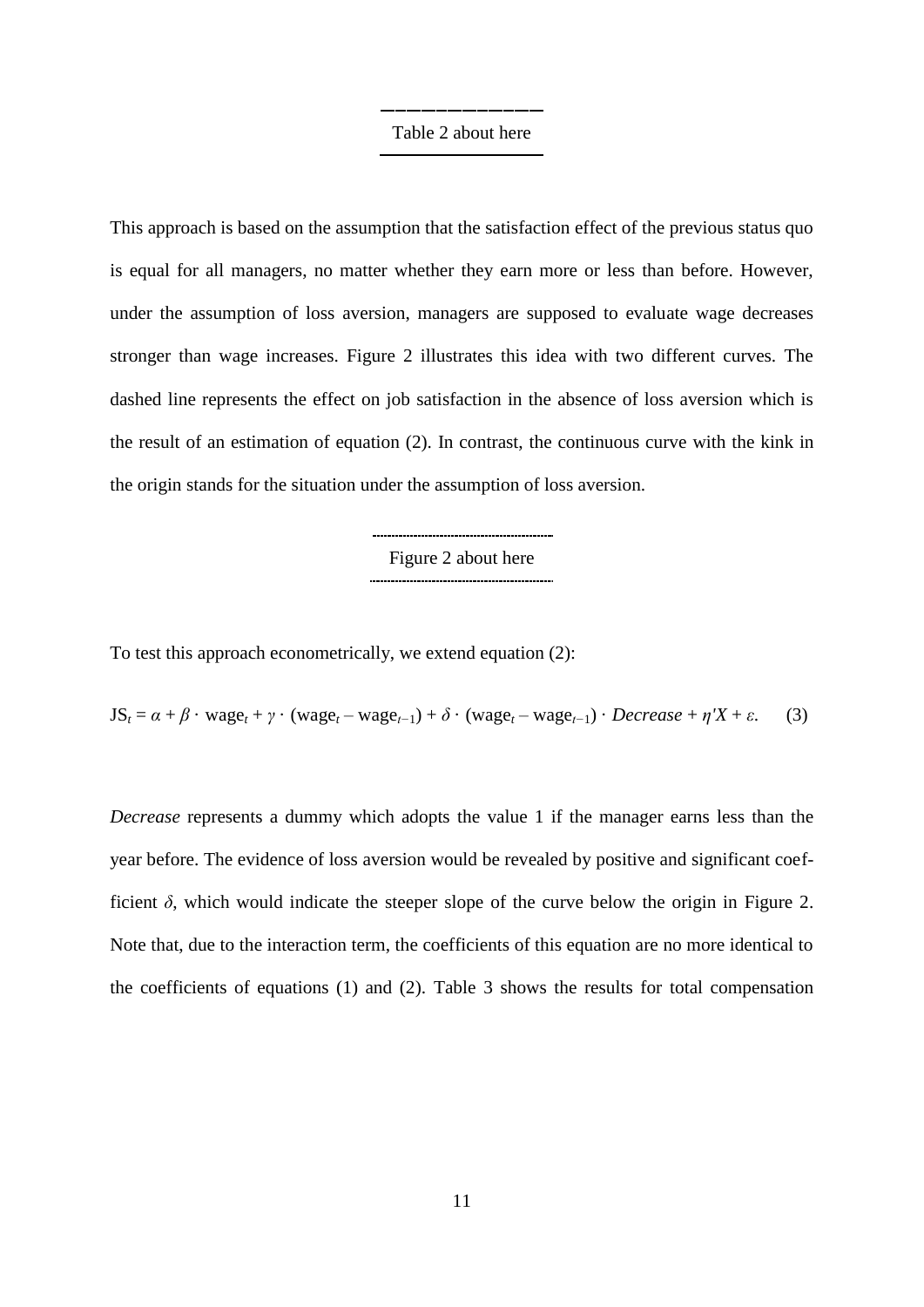Table 2 about here

This approach is based on the assumption that the satisfaction effect of the previous status quo is equal for all managers, no matter whether they earn more or less than before. However, under the assumption of loss aversion, managers are supposed to evaluate wage decreases stronger than wage increases. Figure 2 illustrates this idea with two different curves. The dashed line represents the effect on job satisfaction in the absence of loss aversion which is the result of an estimation of equation (2). In contrast, the continuous curve with the kink in the origin stands for the situation under the assumption of loss aversion.

Figure 2 about here

To test this approach econometrically, we extend equation (2):

$$\mathrm{JS}_t = \alpha + \beta \cdot \mathrm{wage}_t + \gamma \cdot (\mathrm{wage}_t - \mathrm{wage}_{t-1}) + \delta \cdot (\mathrm{wage}_t - \mathrm{wage}_{t-1}) \cdot \mathit{Decrease} + \eta' X + \varepsilon. \qquad (3)$$

*Decrease* represents a dummy which adopts the value 1 if the manager earns less than the year before. The evidence of loss aversion would be revealed by positive and significant coefficient $\delta$, which would indicate the steeper slope of the curve below the origin in Figure 2. Note that, due to the interaction term, the coefficients of this equation are no more identical to the coefficients of equations (1) and (2). Table 3 shows the results for total compensation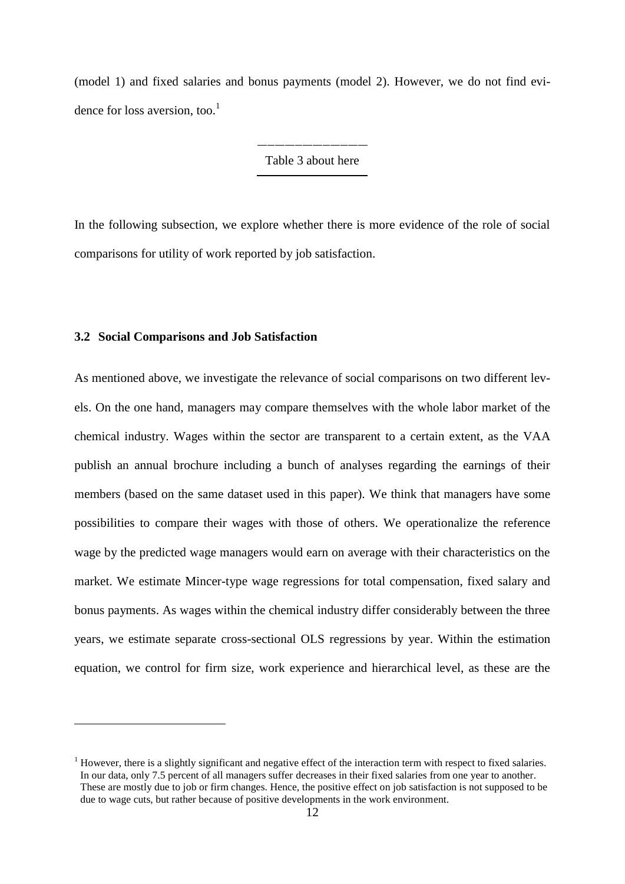(model 1) and fixed salaries and bonus payments (model 2). However, we do not find evidence for loss aversion, too.[1]

Table 3 about here

In the following subsection, we explore whether there is more evidence of the role of social comparisons for utility of work reported by job satisfaction.

### 3.2 Social Comparisons and Job Satisfaction

As mentioned above, we investigate the relevance of social comparisons on two different levels. On the one hand, managers may compare themselves with the whole labor market of the chemical industry. Wages within the sector are transparent to a certain extent, as the VAA publish an annual brochure including a bunch of analyses regarding the earnings of their members (based on the same dataset used in this paper). We think that managers have some possibilities to compare their wages with those of others. We operationalize the reference wage by the predicted wage managers would earn on average with their characteristics on the market. We estimate Mincer-type wage regressions for total compensation, fixed salary and bonus payments. As wages within the chemical industry differ considerably between the three years, we estimate separate cross-sectional OLS regressions by year. Within the estimation equation, we control for firm size, work experience and hierarchical level, as these are the

---

[1] However, there is a slightly significant and negative effect of the interaction term with respect to fixed salaries. In our data, only 7.5 percent of all managers suffer decreases in their fixed salaries from one year to another. These are mostly due to job or firm changes. Hence, the positive effect on job satisfaction is not supposed to be due to wage cuts, but rather because of positive developments in the work environment.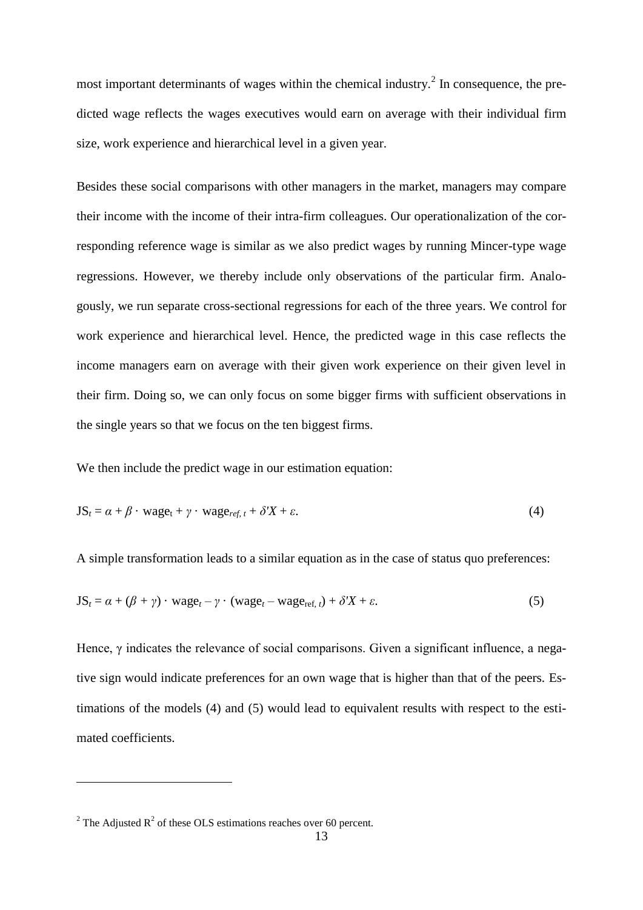most important determinants of wages within the chemical industry.[2] In consequence, the predicted wage reflects the wages executives would earn on average with their individual firm size, work experience and hierarchical level in a given year.

Besides these social comparisons with other managers in the market, managers may compare their income with the income of their intra-firm colleagues. Our operationalization of the corresponding reference wage is similar as we also predict wages by running Mincer-type wage regressions. However, we thereby include only observations of the particular firm. Analogously, we run separate cross-sectional regressions for each of the three years. We control for work experience and hierarchical level. Hence, the predicted wage in this case reflects the income managers earn on average with their given work experience on their given level in their firm. Doing so, we can only focus on some bigger firms with sufficient observations in the single years so that we focus on the ten biggest firms.

We then include the predict wage in our estimation equation:

$$\text{JS}_t = \alpha + \beta \cdot \text{wage}_t + \gamma \cdot \text{wage}_{ref,\,t} + \delta' X + \varepsilon. \tag{4}$$

A simple transformation leads to a similar equation as in the case of status quo preferences:

$$\text{JS}_t = \alpha + (\beta + \gamma) \cdot \text{wage}_t - \gamma \cdot (\text{wage}_t - \text{wage}_{\text{ref},\,t}) + \delta' X + \varepsilon. \tag{5}$$

Hence, $\gamma$ indicates the relevance of social comparisons. Given a significant influence, a negative sign would indicate preferences for an own wage that is higher than that of the peers. Estimations of the models (4) and (5) would lead to equivalent results with respect to the estimated coefficients.

---

[2] The Adjusted $R^2$ of these OLS estimations reaches over 60 percent.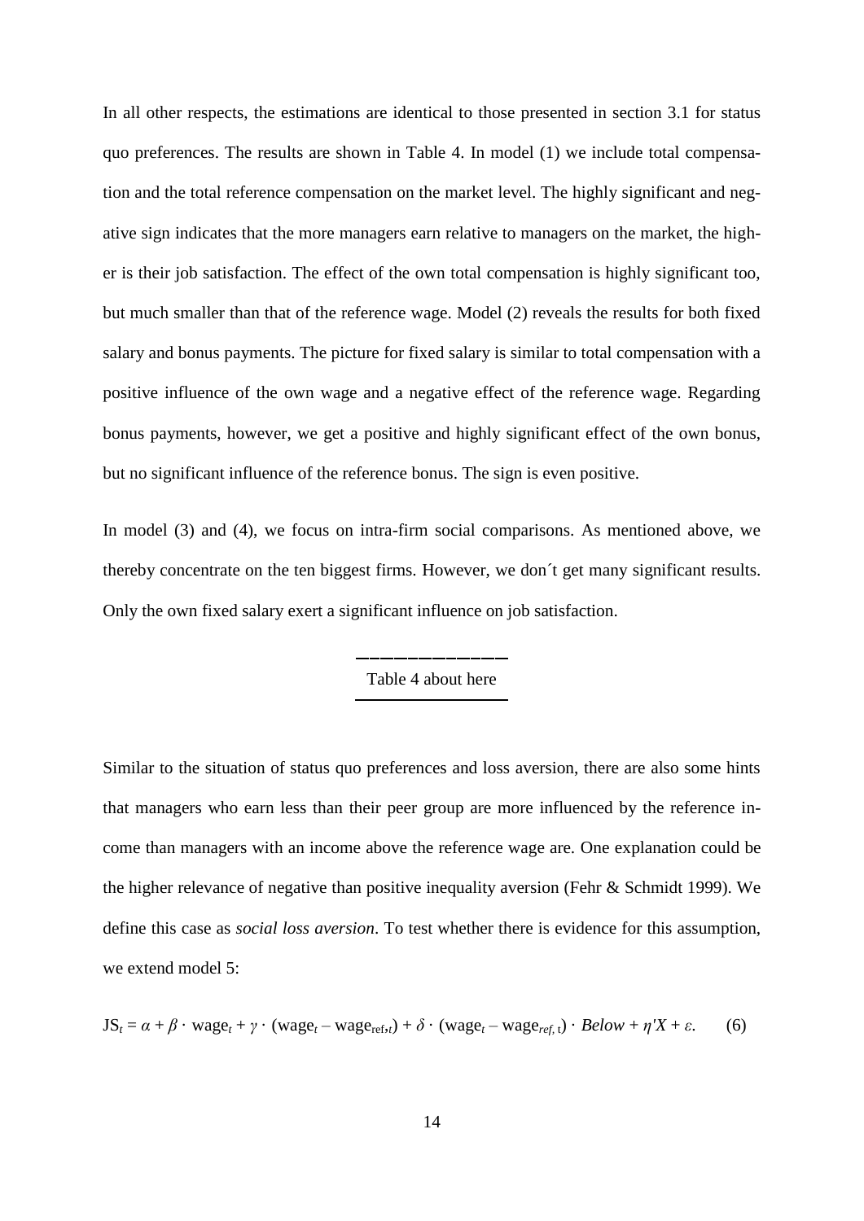In all other respects, the estimations are identical to those presented in section 3.1 for status quo preferences. The results are shown in Table 4. In model (1) we include total compensation and the total reference compensation on the market level. The highly significant and negative sign indicates that the more managers earn relative to managers on the market, the higher is their job satisfaction. The effect of the own total compensation is highly significant too, but much smaller than that of the reference wage. Model (2) reveals the results for both fixed salary and bonus payments. The picture for fixed salary is similar to total compensation with a positive influence of the own wage and a negative effect of the reference wage. Regarding bonus payments, however, we get a positive and highly significant effect of the own bonus, but no significant influence of the reference bonus. The sign is even positive.

In model (3) and (4), we focus on intra-firm social comparisons. As mentioned above, we thereby concentrate on the ten biggest firms. However, we don´t get many significant results. Only the own fixed salary exert a significant influence on job satisfaction.

Table 4 about here

Similar to the situation of status quo preferences and loss aversion, there are also some hints that managers who earn less than their peer group are more influenced by the reference income than managers with an income above the reference wage are. One explanation could be the higher relevance of negative than positive inequality aversion (Fehr & Schmidt 1999). We define this case as *social loss aversion*. To test whether there is evidence for this assumption, we extend model 5:

$$JS_t = \alpha + \beta \cdot \text{wage}_t + \gamma \cdot (\text{wage}_t - \text{wage}_{\text{ref},t}) + \delta \cdot (\text{wage}_t - \text{wage}_{ref,\,t}) \cdot Below + \eta' X + \varepsilon. \qquad (6)$$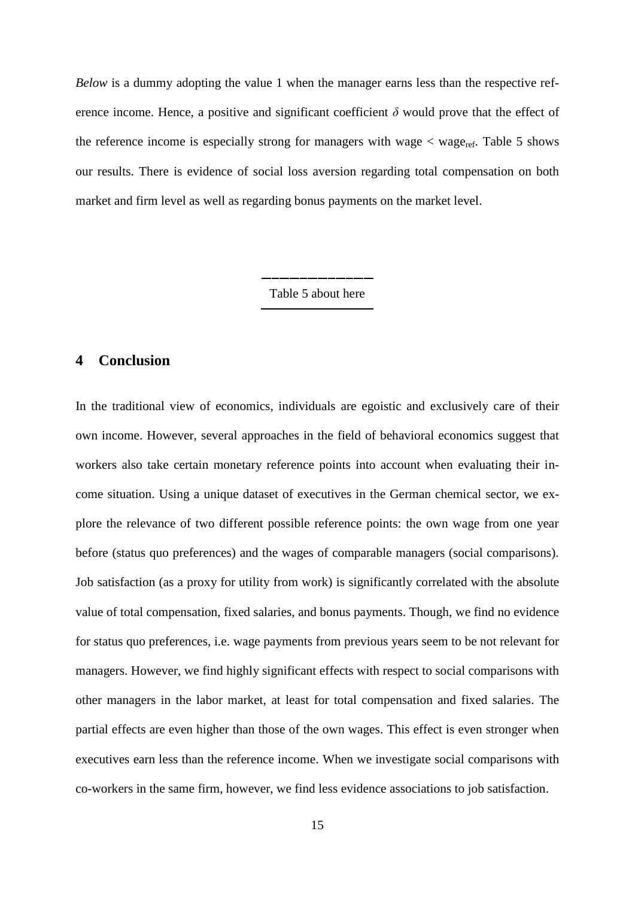*Below* is a dummy adopting the value 1 when the manager earns less than the respective reference income. Hence, a positive and significant coefficient $\delta$ would prove that the effect of the reference income is especially strong for managers with wage < $\text{wage}_{\text{ref}}$. Table 5 shows our results. There is evidence of social loss aversion regarding total compensation on both market and firm level as well as regarding bonus payments on the market level.

Table 5 about here

## 4 Conclusion

In the traditional view of economics, individuals are egoistic and exclusively care of their own income. However, several approaches in the field of behavioral economics suggest that workers also take certain monetary reference points into account when evaluating their income situation. Using a unique dataset of executives in the German chemical sector, we explore the relevance of two different possible reference points: the own wage from one year before (status quo preferences) and the wages of comparable managers (social comparisons). Job satisfaction (as a proxy for utility from work) is significantly correlated with the absolute value of total compensation, fixed salaries, and bonus payments. Though, we find no evidence for status quo preferences, i.e. wage payments from previous years seem to be not relevant for managers. However, we find highly significant effects with respect to social comparisons with other managers in the labor market, at least for total compensation and fixed salaries. The partial effects are even higher than those of the own wages. This effect is even stronger when executives earn less than the reference income. When we investigate social comparisons with co-workers in the same firm, however, we find less evidence associations to job satisfaction.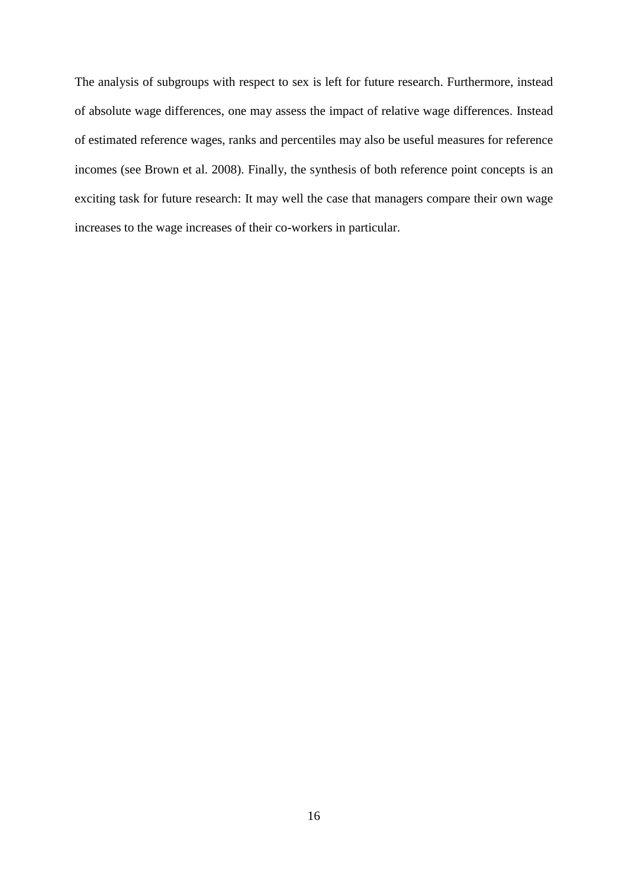The analysis of subgroups with respect to sex is left for future research. Furthermore, instead of absolute wage differences, one may assess the impact of relative wage differences. Instead of estimated reference wages, ranks and percentiles may also be useful measures for reference incomes (see Brown et al. 2008). Finally, the synthesis of both reference point concepts is an exciting task for future research: It may well the case that managers compare their own wage increases to the wage increases of their co-workers in particular.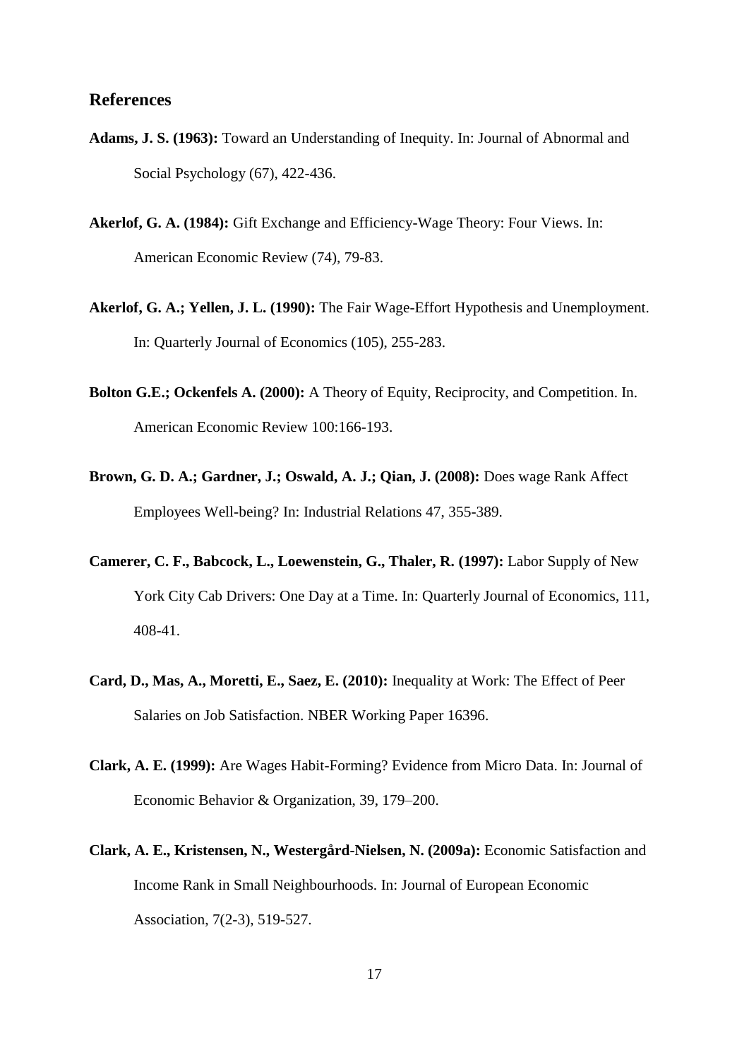## References

**Adams, J. S. (1963):** Toward an Understanding of Inequity. In: Journal of Abnormal and Social Psychology (67), 422-436.

**Akerlof, G. A. (1984):** Gift Exchange and Efficiency-Wage Theory: Four Views. In: American Economic Review (74), 79-83.

**Akerlof, G. A.; Yellen, J. L. (1990):** The Fair Wage-Effort Hypothesis and Unemployment. In: Quarterly Journal of Economics (105), 255-283.

**Bolton G.E.; Ockenfels A. (2000):** A Theory of Equity, Reciprocity, and Competition. In. American Economic Review 100:166-193.

**Brown, G. D. A.; Gardner, J.; Oswald, A. J.; Qian, J. (2008):** Does wage Rank Affect Employees Well-being? In: Industrial Relations 47, 355-389.

**Camerer, C. F., Babcock, L., Loewenstein, G., Thaler, R. (1997):** Labor Supply of New York City Cab Drivers: One Day at a Time. In: Quarterly Journal of Economics, 111, 408-41.

**Card, D., Mas, A., Moretti, E., Saez, E. (2010):** Inequality at Work: The Effect of Peer Salaries on Job Satisfaction. NBER Working Paper 16396.

**Clark, A. E. (1999):** Are Wages Habit-Forming? Evidence from Micro Data. In: Journal of Economic Behavior & Organization, 39, 179–200.

**Clark, A. E., Kristensen, N., Westergård-Nielsen, N. (2009a):** Economic Satisfaction and Income Rank in Small Neighbourhoods. In: Journal of European Economic Association, 7(2-3), 519-527.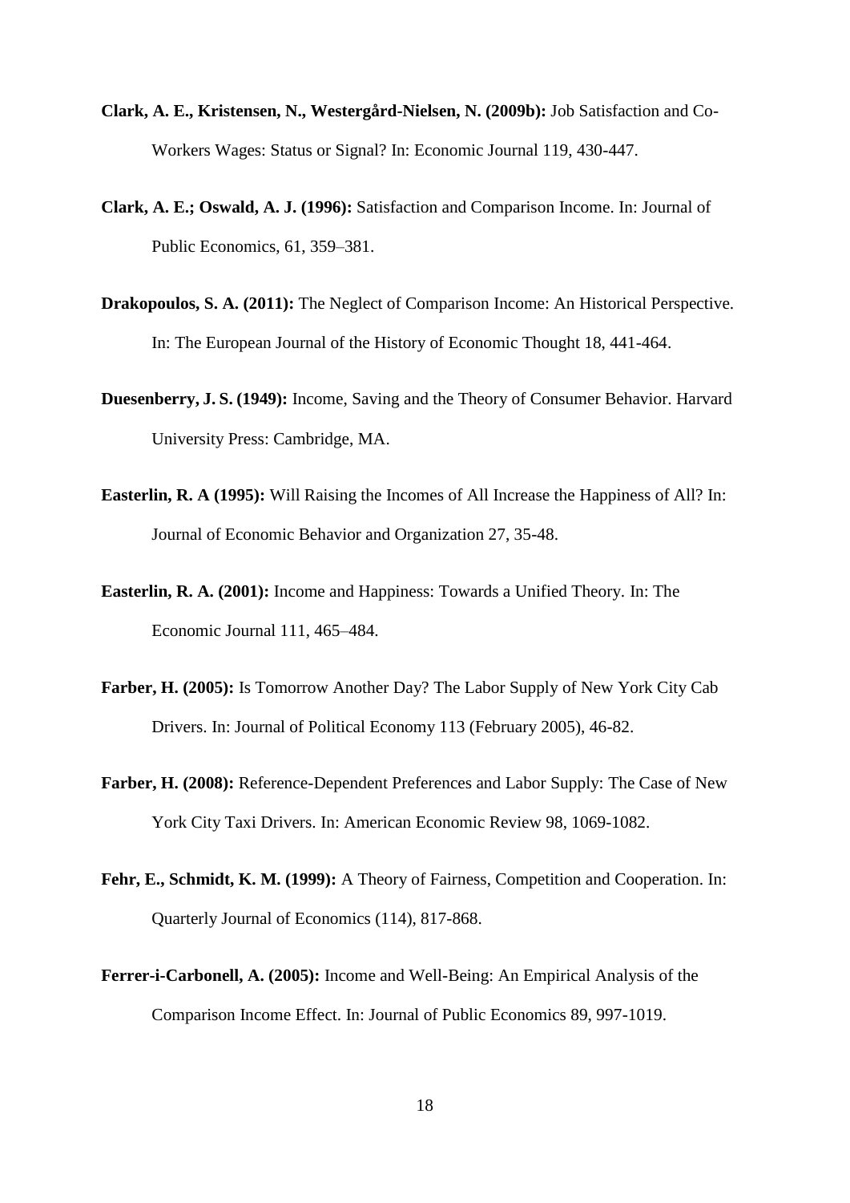**Clark, A. E., Kristensen, N., Westergård-Nielsen, N. (2009b):** Job Satisfaction and Co-Workers Wages: Status or Signal? In: Economic Journal 119, 430-447.

**Clark, A. E.; Oswald, A. J. (1996):** Satisfaction and Comparison Income. In: Journal of Public Economics, 61, 359–381.

**Drakopoulos, S. A. (2011):** The Neglect of Comparison Income: An Historical Perspective. In: The European Journal of the History of Economic Thought 18, 441-464.

**Duesenberry, J. S. (1949):** Income, Saving and the Theory of Consumer Behavior. Harvard University Press: Cambridge, MA.

**Easterlin, R. A (1995):** Will Raising the Incomes of All Increase the Happiness of All? In: Journal of Economic Behavior and Organization 27, 35-48.

**Easterlin, R. A. (2001):** Income and Happiness: Towards a Unified Theory. In: The Economic Journal 111, 465–484.

**Farber, H. (2005):** Is Tomorrow Another Day? The Labor Supply of New York City Cab Drivers. In: Journal of Political Economy 113 (February 2005), 46-82.

**Farber, H. (2008):** Reference-Dependent Preferences and Labor Supply: The Case of New York City Taxi Drivers. In: American Economic Review 98, 1069-1082.

**Fehr, E., Schmidt, K. M. (1999):** A Theory of Fairness, Competition and Cooperation. In: Quarterly Journal of Economics (114), 817-868.

**Ferrer-i-Carbonell, A. (2005):** Income and Well-Being: An Empirical Analysis of the Comparison Income Effect. In: Journal of Public Economics 89, 997-1019.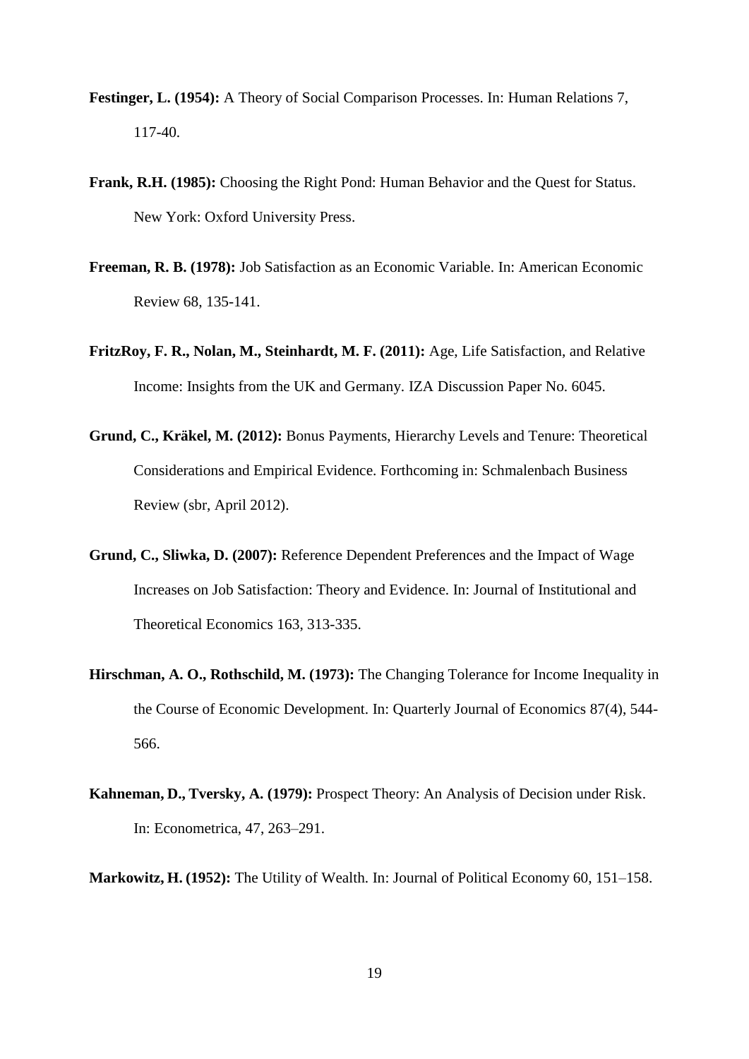**Festinger, L. (1954):** A Theory of Social Comparison Processes. In: Human Relations 7, 117-40.

**Frank, R.H. (1985):** Choosing the Right Pond: Human Behavior and the Quest for Status. New York: Oxford University Press.

**Freeman, R. B. (1978):** Job Satisfaction as an Economic Variable. In: American Economic Review 68, 135-141.

**FritzRoy, F. R., Nolan, M., Steinhardt, M. F. (2011):** Age, Life Satisfaction, and Relative Income: Insights from the UK and Germany. IZA Discussion Paper No. 6045.

**Grund, C., Kräkel, M. (2012):** Bonus Payments, Hierarchy Levels and Tenure: Theoretical Considerations and Empirical Evidence. Forthcoming in: Schmalenbach Business Review (sbr, April 2012).

**Grund, C., Sliwka, D. (2007):** Reference Dependent Preferences and the Impact of Wage Increases on Job Satisfaction: Theory and Evidence. In: Journal of Institutional and Theoretical Economics 163, 313-335.

**Hirschman, A. O., Rothschild, M. (1973):** The Changing Tolerance for Income Inequality in the Course of Economic Development. In: Quarterly Journal of Economics 87(4), 544-566.

**Kahneman, D., Tversky, A. (1979):** Prospect Theory: An Analysis of Decision under Risk. In: Econometrica, 47, 263–291.

**Markowitz, H. (1952):** The Utility of Wealth. In: Journal of Political Economy 60, 151–158.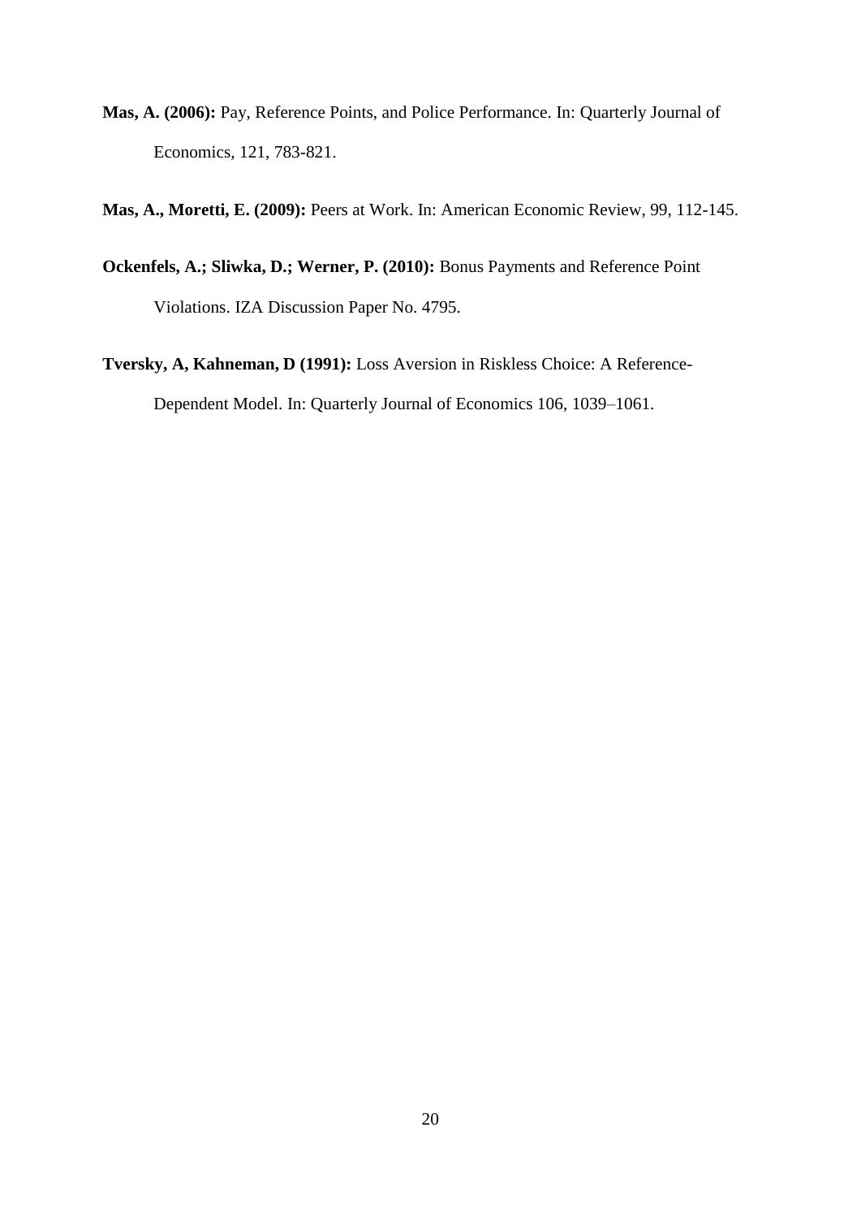**Mas, A. (2006):** Pay, Reference Points, and Police Performance. In: Quarterly Journal of Economics, 121, 783-821.

**Mas, A., Moretti, E. (2009):** Peers at Work. In: American Economic Review, 99, 112-145.

**Ockenfels, A.; Sliwka, D.; Werner, P. (2010):** Bonus Payments and Reference Point Violations. IZA Discussion Paper No. 4795.

**Tversky, A, Kahneman, D (1991):** Loss Aversion in Riskless Choice: A Reference-Dependent Model. In: Quarterly Journal of Economics 106, 1039–1061.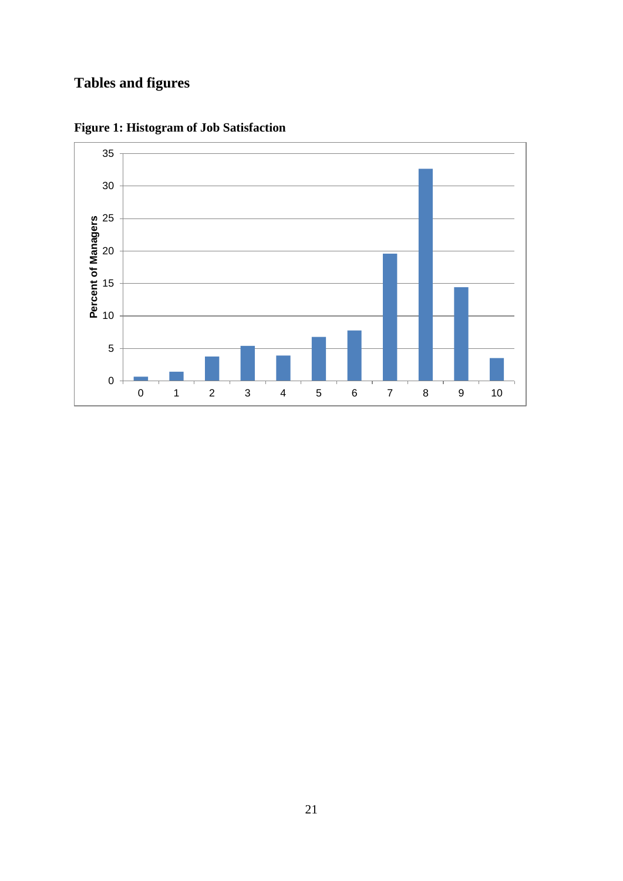## Tables and figures

**Figure 1: Histogram of Job Satisfaction**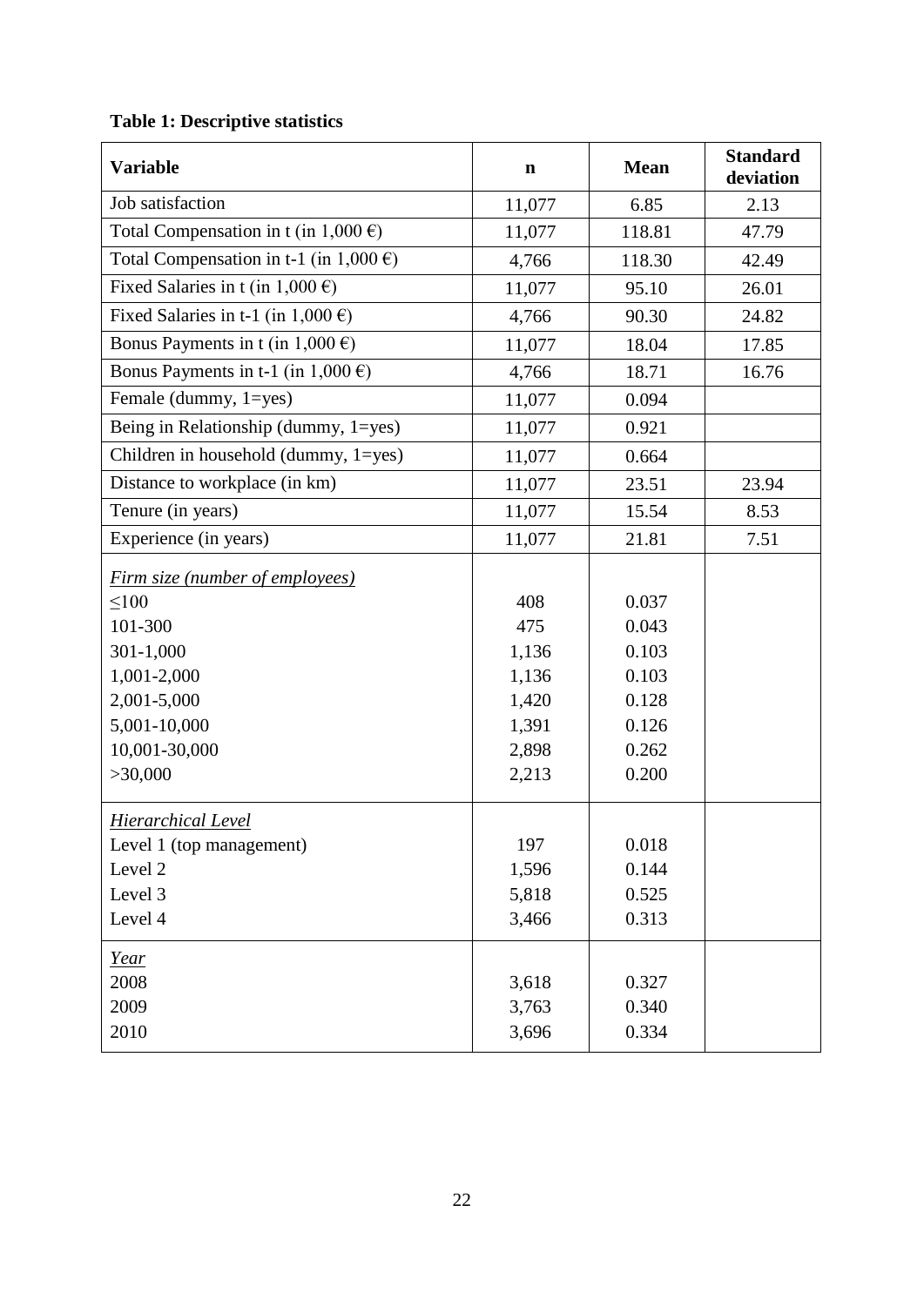**Table 1: Descriptive statistics**

| Variable | n | Mean | Standard deviation |
|---|---|---|---|
| Job satisfaction | 11,077 | 6.85 | 2.13 |
| Total Compensation in t (in 1,000 €) | 11,077 | 118.81 | 47.79 |
| Total Compensation in t-1 (in 1,000 €) | 4,766 | 118.30 | 42.49 |
| Fixed Salaries in t (in 1,000 €) | 11,077 | 95.10 | 26.01 |
| Fixed Salaries in t-1 (in 1,000 €) | 4,766 | 90.30 | 24.82 |
| Bonus Payments in t (in 1,000 €) | 11,077 | 18.04 | 17.85 |
| Bonus Payments in t-1 (in 1,000 €) | 4,766 | 18.71 | 16.76 |
| Female (dummy, 1=yes) | 11,077 | 0.094 | |
| Being in Relationship (dummy, 1=yes) | 11,077 | 0.921 | |
| Children in household (dummy, 1=yes) | 11,077 | 0.664 | |
| Distance to workplace (in km) | 11,077 | 23.51 | 23.94 |
| Tenure (in years) | 11,077 | 15.54 | 8.53 |
| Experience (in years) | 11,077 | 21.81 | 7.51 |
| *Firm size (number of employees)* | | | |
| ≤100 | 408 | 0.037 | |
| 101-300 | 475 | 0.043 | |
| 301-1,000 | 1,136 | 0.103 | |
| 1,001-2,000 | 1,136 | 0.103 | |
| 2,001-5,000 | 1,420 | 0.128 | |
| 5,001-10,000 | 1,391 | 0.126 | |
| 10,001-30,000 | 2,898 | 0.262 | |
| >30,000 | 2,213 | 0.200 | |
| *Hierarchical Level* | | | |
| Level 1 (top management) | 197 | 0.018 | |
| Level 2 | 1,596 | 0.144 | |
| Level 3 | 5,818 | 0.525 | |
| Level 4 | 3,466 | 0.313 | |
| *Year* | | | |
| 2008 | 3,618 | 0.327 | |
| 2009 | 3,763 | 0.340 | |
| 2010 | 3,696 | 0.334 | |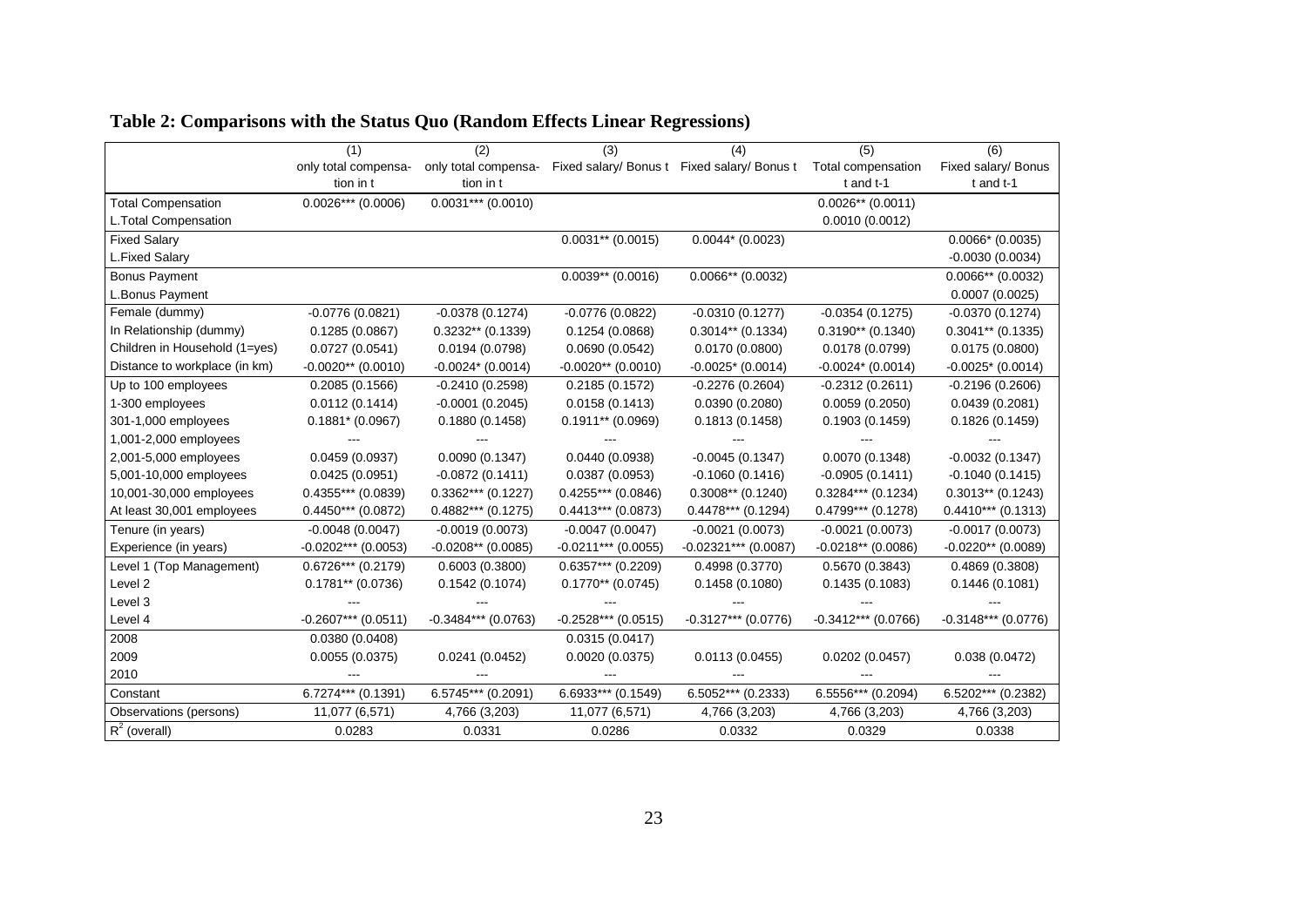**Table 2: Comparisons with the Status Quo (Random Effects Linear Regressions)**

| | (1) | (2) | (3) | (4) | (5) | (6) |
|---|---|---|---|---|---|---|
| | only total compensation in t | only total compensation in t | Fixed salary/ Bonus t | Fixed salary/ Bonus t | Total compensation t and t-1 | Fixed salary/ Bonus t and t-1 |
| Total Compensation | 0.0026*** (0.0006) | 0.0031*** (0.0010) | | | 0.0026** (0.0011) | |
| L.Total Compensation | | | | | 0.0010 (0.0012) | |
| Fixed Salary | | | 0.0031** (0.0015) | 0.0044* (0.0023) | | 0.0066* (0.0035) |
| L.Fixed Salary | | | | | | -0.0030 (0.0034) |
| Bonus Payment | | | 0.0039** (0.0016) | 0.0066** (0.0032) | | 0.0066** (0.0032) |
| L.Bonus Payment | | | | | | 0.0007 (0.0025) |
| Female (dummy) | -0.0776 (0.0821) | -0.0378 (0.1274) | -0.0776 (0.0822) | -0.0310 (0.1277) | -0.0354 (0.1275) | -0.0370 (0.1274) |
| In Relationship (dummy) | 0.1285 (0.0867) | 0.3232** (0.1339) | 0.1254 (0.0868) | 0.3014** (0.1334) | 0.3190** (0.1340) | 0.3041** (0.1335) |
| Children in Household (1=yes) | 0.0727 (0.0541) | 0.0194 (0.0798) | 0.0690 (0.0542) | 0.0170 (0.0800) | 0.0178 (0.0799) | 0.0175 (0.0800) |
| Distance to workplace (in km) | -0.0020** (0.0010) | -0.0024* (0.0014) | -0.0020** (0.0010) | -0.0025* (0.0014) | -0.0024* (0.0014) | -0.0025* (0.0014) |
| Up to 100 employees | 0.2085 (0.1566) | -0.2410 (0.2598) | 0.2185 (0.1572) | -0.2276 (0.2604) | -0.2312 (0.2611) | -0.2196 (0.2606) |
| 1-300 employees | 0.0112 (0.1414) | -0.0001 (0.2045) | 0.0158 (0.1413) | 0.0390 (0.2080) | 0.0059 (0.2050) | 0.0439 (0.2081) |
| 301-1,000 employees | 0.1881* (0.0967) | 0.1880 (0.1458) | 0.1911** (0.0969) | 0.1813 (0.1458) | 0.1903 (0.1459) | 0.1826 (0.1459) |
| 1,001-2,000 employees | --- | --- | --- | --- | --- | --- |
| 2,001-5,000 employees | 0.0459 (0.0937) | 0.0090 (0.1347) | 0.0440 (0.0938) | -0.0045 (0.1347) | 0.0070 (0.1348) | -0.0032 (0.1347) |
| 5,001-10,000 employees | 0.0425 (0.0951) | -0.0872 (0.1411) | 0.0387 (0.0953) | -0.1060 (0.1416) | -0.0905 (0.1411) | -0.1040 (0.1415) |
| 10,001-30,000 employees | 0.4355*** (0.0839) | 0.3362*** (0.1227) | 0.4255*** (0.0846) | 0.3008** (0.1240) | 0.3284*** (0.1234) | 0.3013** (0.1243) |
| At least 30,001 employees | 0.4450*** (0.0872) | 0.4882*** (0.1275) | 0.4413*** (0.0873) | 0.4478*** (0.1294) | 0.4799*** (0.1278) | 0.4410*** (0.1313) |
| Tenure (in years) | -0.0048 (0.0047) | -0.0019 (0.0073) | -0.0047 (0.0047) | -0.0021 (0.0073) | -0.0021 (0.0073) | -0.0017 (0.0073) |
| Experience (in years) | -0.0202*** (0.0053) | -0.0208** (0.0085) | -0.0211*** (0.0055) | -0.02321*** (0.0087) | -0.0218** (0.0086) | -0.0220** (0.0089) |
| Level 1 (Top Management) | 0.6726*** (0.2179) | 0.6003 (0.3800) | 0.6357*** (0.2209) | 0.4998 (0.3770) | 0.5670 (0.3843) | 0.4869 (0.3808) |
| Level 2 | 0.1781** (0.0736) | 0.1542 (0.1074) | 0.1770** (0.0745) | 0.1458 (0.1080) | 0.1435 (0.1083) | 0.1446 (0.1081) |
| Level 3 | --- | --- | --- | --- | --- | --- |
| Level 4 | -0.2607*** (0.0511) | -0.3484*** (0.0763) | -0.2528*** (0.0515) | -0.3127*** (0.0776) | -0.3412*** (0.0766) | -0.3148*** (0.0776) |
| 2008 | 0.0380 (0.0408) | | 0.0315 (0.0417) | | | |
| 2009 | 0.0055 (0.0375) | 0.0241 (0.0452) | 0.0020 (0.0375) | 0.0113 (0.0455) | 0.0202 (0.0457) | 0.038 (0.0472) |
| 2010 | --- | --- | --- | --- | --- | --- |
| Constant | 6.7274*** (0.1391) | 6.5745*** (0.2091) | 6.6933*** (0.1549) | 6.5052*** (0.2333) | 6.5556*** (0.2094) | 6.5202*** (0.2382) |
| Observations (persons) | 11,077 (6,571) | 4,766 (3,203) | 11,077 (6,571) | 4,766 (3,203) | 4,766 (3,203) | 4,766 (3,203) |
| $R^2$ (overall) | 0.0283 | 0.0331 | 0.0286 | 0.0332 | 0.0329 | 0.0338 |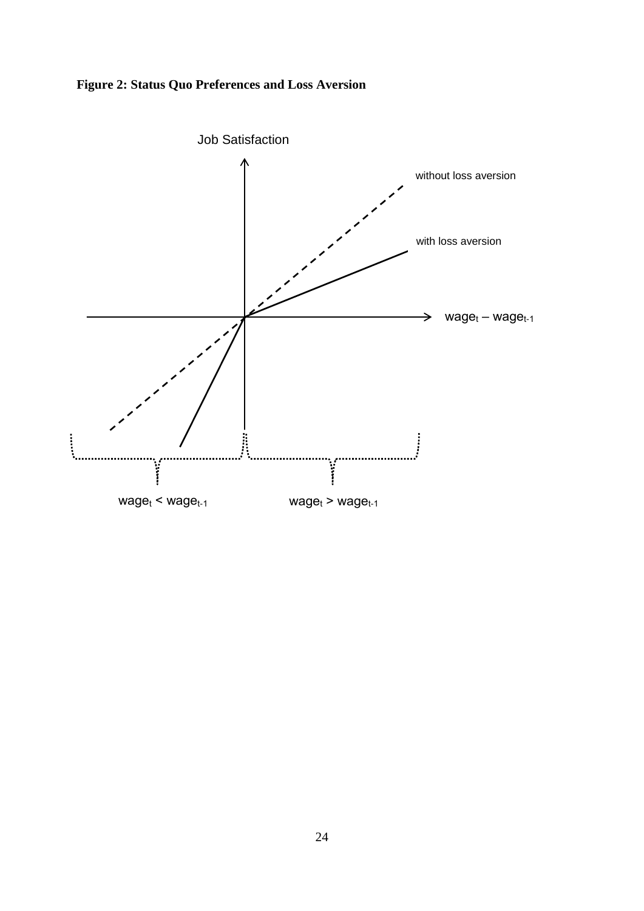**Figure 2: Status Quo Preferences and Loss Aversion**

Job Satisfaction

without loss aversion

with loss aversion

$wage_t - wage_{t-1}$

$wage_t < wage_{t-1}$

$wage_t > wage_{t-1}$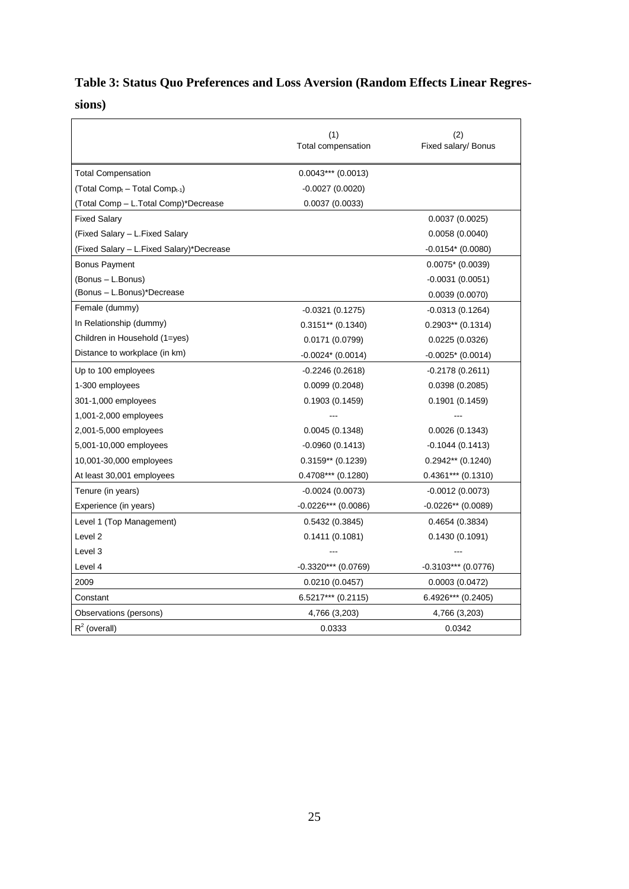**Table 3: Status Quo Preferences and Loss Aversion (Random Effects Linear Regressions)**

| | (1) Total compensation | (2) Fixed salary/ Bonus |
|---|---|---|
| Total Compensation | 0.0043*** (0.0013) | |
| (Total $Comp_t$ – Total $Comp_{t-1}$) | -0.0027 (0.0020) | |
| (Total Comp – L.Total Comp)*Decrease | 0.0037 (0.0033) | |
| Fixed Salary | | 0.0037 (0.0025) |
| (Fixed Salary – L.Fixed Salary | | 0.0058 (0.0040) |
| (Fixed Salary – L.Fixed Salary)*Decrease | | -0.0154* (0.0080) |
| Bonus Payment | | 0.0075* (0.0039) |
| (Bonus – L.Bonus) | | -0.0031 (0.0051) |
| (Bonus – L.Bonus)*Decrease | | 0.0039 (0.0070) |
| Female (dummy) | -0.0321 (0.1275) | -0.0313 (0.1264) |
| In Relationship (dummy) | 0.3151** (0.1340) | 0.2903** (0.1314) |
| Children in Household (1=yes) | 0.0171 (0.0799) | 0.0225 (0.0326) |
| Distance to workplace (in km) | -0.0024* (0.0014) | -0.0025* (0.0014) |
| Up to 100 employees | -0.2246 (0.2618) | -0.2178 (0.2611) |
| 1-300 employees | 0.0099 (0.2048) | 0.0398 (0.2085) |
| 301-1,000 employees | 0.1903 (0.1459) | 0.1901 (0.1459) |
| 1,001-2,000 employees | --- | --- |
| 2,001-5,000 employees | 0.0045 (0.1348) | 0.0026 (0.1343) |
| 5,001-10,000 employees | -0.0960 (0.1413) | -0.1044 (0.1413) |
| 10,001-30,000 employees | 0.3159** (0.1239) | 0.2942** (0.1240) |
| At least 30,001 employees | 0.4708*** (0.1280) | 0.4361*** (0.1310) |
| Tenure (in years) | -0.0024 (0.0073) | -0.0012 (0.0073) |
| Experience (in years) | -0.0226*** (0.0086) | -0.0226** (0.0089) |
| Level 1 (Top Management) | 0.5432 (0.3845) | 0.4654 (0.3834) |
| Level 2 | 0.1411 (0.1081) | 0.1430 (0.1091) |
| Level 3 | --- | --- |
| Level 4 | -0.3320*** (0.0769) | -0.3103*** (0.0776) |
| 2009 | 0.0210 (0.0457) | 0.0003 (0.0472) |
| Constant | 6.5217*** (0.2115) | 6.4926*** (0.2405) |
| Observations (persons) | 4,766 (3,203) | 4,766 (3,203) |
| $R^2$ (overall) | 0.0333 | 0.0342 |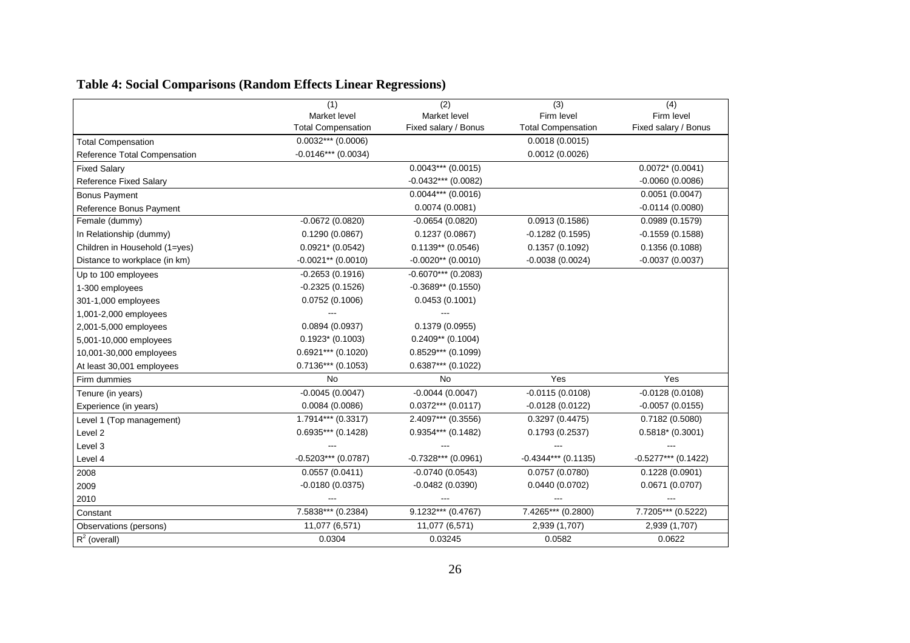**Table 4: Social Comparisons (Random Effects Linear Regressions)**

| | (1)<br>Market level<br>Total Compensation | (2)<br>Market level<br>Fixed salary / Bonus | (3)<br>Firm level<br>Total Compensation | (4)<br>Firm level<br>Fixed salary / Bonus |
|---|---|---|---|---|
| Total Compensation | 0.0032*** (0.0006) | | 0.0018 (0.0015) | |
| Reference Total Compensation | -0.0146*** (0.0034) | | 0.0012 (0.0026) | |
| Fixed Salary | | 0.0043*** (0.0015) | | 0.0072* (0.0041) |
| Reference Fixed Salary | | -0.0432*** (0.0082) | | -0.0060 (0.0086) |
| Bonus Payment | | 0.0044*** (0.0016) | | 0.0051 (0.0047) |
| Reference Bonus Payment | | 0.0074 (0.0081) | | -0.0114 (0.0080) |
| Female (dummy) | -0.0672 (0.0820) | -0.0654 (0.0820) | 0.0913 (0.1586) | 0.0989 (0.1579) |
| In Relationship (dummy) | 0.1290 (0.0867) | 0.1237 (0.0867) | -0.1282 (0.1595) | -0.1559 (0.1588) |
| Children in Household (1=yes) | 0.0921* (0.0542) | 0.1139** (0.0546) | 0.1357 (0.1092) | 0.1356 (0.1088) |
| Distance to workplace (in km) | -0.0021** (0.0010) | -0.0020** (0.0010) | -0.0038 (0.0024) | -0.0037 (0.0037) |
| Up to 100 employees | -0.2653 (0.1916) | -0.6070*** (0.2083) | | |
| 1-300 employees | -0.2325 (0.1526) | -0.3689** (0.1550) | | |
| 301-1,000 employees | 0.0752 (0.1006) | 0.0453 (0.1001) | | |
| 1,001-2,000 employees | --- | --- | | |
| 2,001-5,000 employees | 0.0894 (0.0937) | 0.1379 (0.0955) | | |
| 5,001-10,000 employees | 0.1923* (0.1003) | 0.2409** (0.1004) | | |
| 10,001-30,000 employees | 0.6921*** (0.1020) | 0.8529*** (0.1099) | | |
| At least 30,001 employees | 0.7136*** (0.1053) | 0.6387*** (0.1022) | | |
| Firm dummies | No | No | Yes | Yes |
| Tenure (in years) | -0.0045 (0.0047) | -0.0044 (0.0047) | -0.0115 (0.0108) | -0.0128 (0.0108) |
| Experience (in years) | 0.0084 (0.0086) | 0.0372*** (0.0117) | -0.0128 (0.0122) | -0.0057 (0.0155) |
| Level 1 (Top management) | 1.7914*** (0.3317) | 2.4097*** (0.3556) | 0.3297 (0.4475) | 0.7182 (0.5080) |
| Level 2 | 0.6935*** (0.1428) | 0.9354*** (0.1482) | 0.1793 (0.2537) | 0.5818* (0.3001) |
| Level 3 | --- | --- | --- | --- |
| Level 4 | -0.5203*** (0.0787) | -0.7328*** (0.0961) | -0.4344*** (0.1135) | -0.5277*** (0.1422) |
| 2008 | 0.0557 (0.0411) | -0.0740 (0.0543) | 0.0757 (0.0780) | 0.1228 (0.0901) |
| 2009 | -0.0180 (0.0375) | -0.0482 (0.0390) | 0.0440 (0.0702) | 0.0671 (0.0707) |
| 2010 | --- | --- | --- | --- |
| Constant | 7.5838*** (0.2384) | 9.1232*** (0.4767) | 7.4265*** (0.2800) | 7.7205*** (0.5222) |
| Observations (persons) | 11,077 (6,571) | 11,077 (6,571) | 2,939 (1,707) | 2,939 (1,707) |
| $R^2$ (overall) | 0.0304 | 0.03245 | 0.0582 | 0.0622 |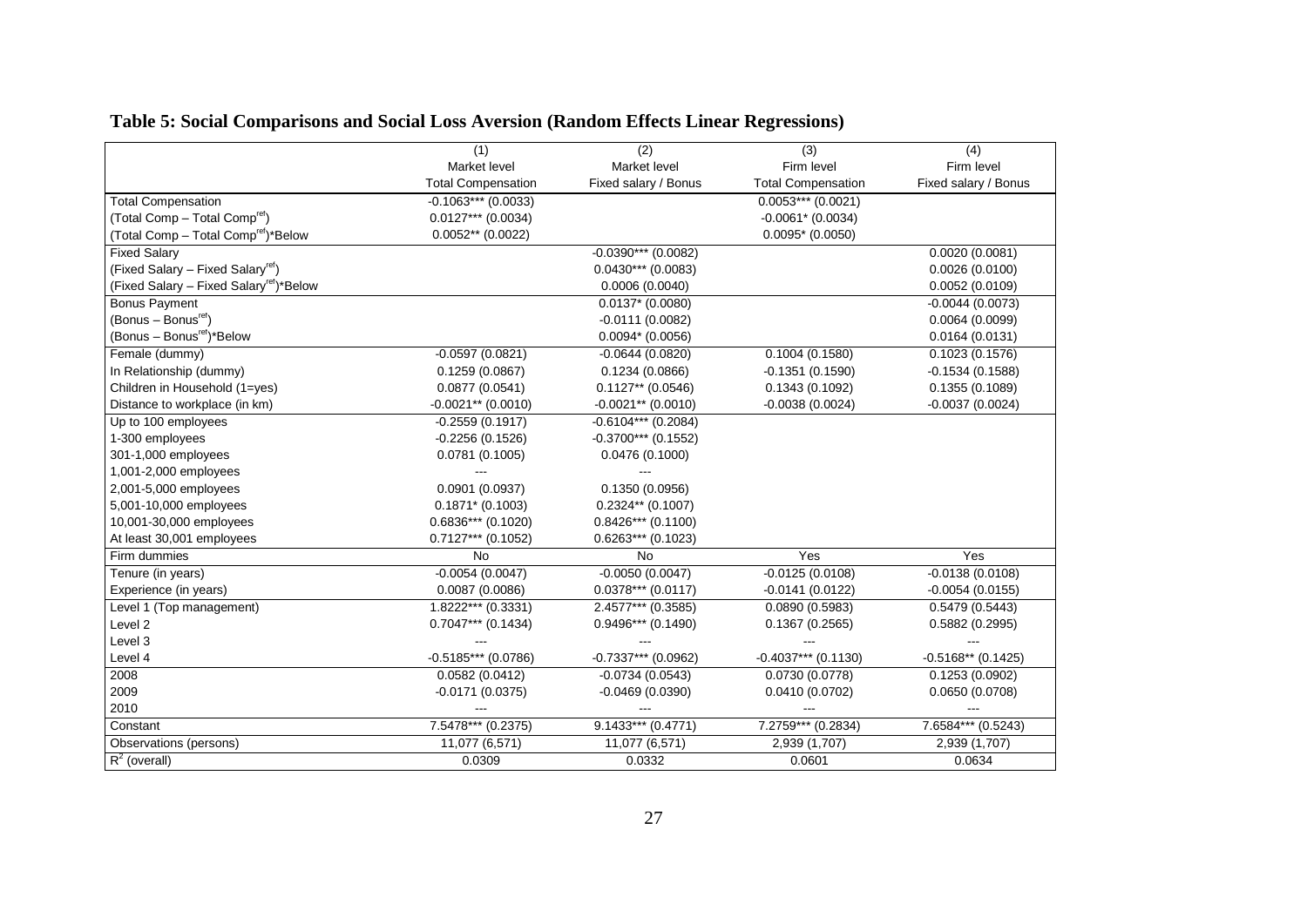# Table 5: Social Comparisons and Social Loss Aversion (Random Effects Linear Regressions)

| | (1) | (2) | (3) | (4) |
|---|---|---|---|---|
| | Market level | Market level | Firm level | Firm level |
| | Total Compensation | Fixed salary / Bonus | Total Compensation | Fixed salary / Bonus |
| Total Compensation | -0.1063*** (0.0033) | | 0.0053*** (0.0021) | |
| (Total Comp – Total Comp$^{ref}$) | 0.0127*** (0.0034) | | -0.0061* (0.0034) | |
| (Total Comp – Total Comp$^{ref}$)*Below | 0.0052** (0.0022) | | 0.0095* (0.0050) | |
| Fixed Salary | | -0.0390*** (0.0082) | | 0.0020 (0.0081) |
| (Fixed Salary – Fixed Salary$^{ref}$) | | 0.0430*** (0.0083) | | 0.0026 (0.0100) |
| (Fixed Salary – Fixed Salary$^{ref}$)*Below | | 0.0006 (0.0040) | | 0.0052 (0.0109) |
| Bonus Payment | | 0.0137* (0.0080) | | -0.0044 (0.0073) |
| (Bonus – Bonus$^{ref}$) | | -0.0111 (0.0082) | | 0.0064 (0.0099) |
| (Bonus – Bonus$^{ref}$)*Below | | 0.0094* (0.0056) | | 0.0164 (0.0131) |
| Female (dummy) | -0.0597 (0.0821) | -0.0644 (0.0820) | 0.1004 (0.1580) | 0.1023 (0.1576) |
| In Relationship (dummy) | 0.1259 (0.0867) | 0.1234 (0.0866) | -0.1351 (0.1590) | -0.1534 (0.1588) |
| Children in Household (1=yes) | 0.0877 (0.0541) | 0.1127** (0.0546) | 0.1343 (0.1092) | 0.1355 (0.1089) |
| Distance to workplace (in km) | -0.0021** (0.0010) | -0.0021** (0.0010) | -0.0038 (0.0024) | -0.0037 (0.0024) |
| Up to 100 employees | -0.2559 (0.1917) | -0.6104*** (0.2084) | | |
| 1-300 employees | -0.2256 (0.1526) | -0.3700*** (0.1552) | | |
| 301-1,000 employees | 0.0781 (0.1005) | 0.0476 (0.1000) | | |
| 1,001-2,000 employees | --- | --- | | |
| 2,001-5,000 employees | 0.0901 (0.0937) | 0.1350 (0.0956) | | |
| 5,001-10,000 employees | 0.1871* (0.1003) | 0.2324** (0.1007) | | |
| 10,001-30,000 employees | 0.6836*** (0.1020) | 0.8426*** (0.1100) | | |
| At least 30,001 employees | 0.7127*** (0.1052) | 0.6263*** (0.1023) | | |
| Firm dummies | No | No | Yes | Yes |
| Tenure (in years) | -0.0054 (0.0047) | -0.0050 (0.0047) | -0.0125 (0.0108) | -0.0138 (0.0108) |
| Experience (in years) | 0.0087 (0.0086) | 0.0378*** (0.0117) | -0.0141 (0.0122) | -0.0054 (0.0155) |
| Level 1 (Top management) | 1.8222*** (0.3331) | 2.4577*** (0.3585) | 0.0890 (0.5983) | 0.5479 (0.5443) |
| Level 2 | 0.7047*** (0.1434) | 0.9496*** (0.1490) | 0.1367 (0.2565) | 0.5882 (0.2995) |
| Level 3 | --- | --- | --- | --- |
| Level 4 | -0.5185*** (0.0786) | -0.7337*** (0.0962) | -0.4037*** (0.1130) | -0.5168** (0.1425) |
| 2008 | 0.0582 (0.0412) | -0.0734 (0.0543) | 0.0730 (0.0778) | 0.1253 (0.0902) |
| 2009 | -0.0171 (0.0375) | -0.0469 (0.0390) | 0.0410 (0.0702) | 0.0650 (0.0708) |
| 2010 | --- | --- | --- | --- |
| Constant | 7.5478*** (0.2375) | 9.1433*** (0.4771) | 7.2759*** (0.2834) | 7.6584*** (0.5243) |
| Observations (persons) | 11,077 (6,571) | 11,077 (6,571) | 2,939 (1,707) | 2,939 (1,707) |
| $R^2$ (overall) | 0.0309 | 0.0332 | 0.0601 | 0.0634 |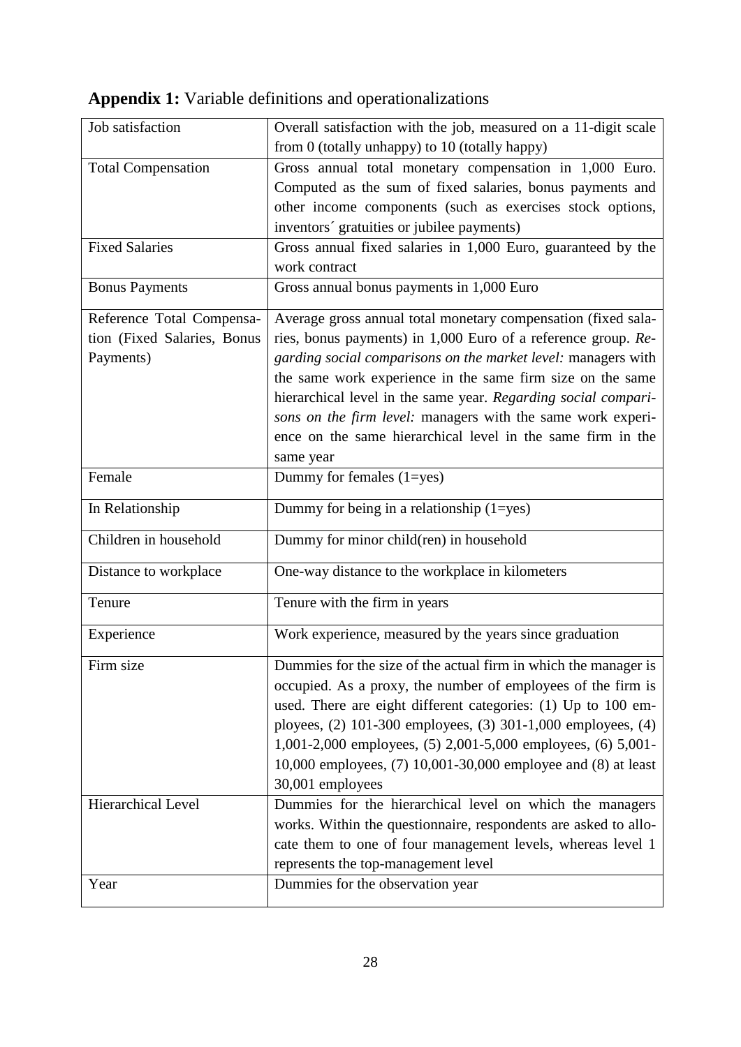**Appendix 1:** Variable definitions and operationalizations

| | |
|---|---|
| Job satisfaction | Overall satisfaction with the job, measured on a 11-digit scale from 0 (totally unhappy) to 10 (totally happy) |
| Total Compensation | Gross annual total monetary compensation in 1,000 Euro. Computed as the sum of fixed salaries, bonus payments and other income components (such as exercises stock options, inventors´ gratuities or jubilee payments) |
| Fixed Salaries | Gross annual fixed salaries in 1,000 Euro, guaranteed by the work contract |
| Bonus Payments | Gross annual bonus payments in 1,000 Euro |
| Reference Total Compensation (Fixed Salaries, Bonus Payments) | Average gross annual total monetary compensation (fixed salaries, bonus payments) in 1,000 Euro of a reference group. *Regarding social comparisons on the market level:* managers with the same work experience in the same firm size on the same hierarchical level in the same year. *Regarding social comparisons on the firm level:* managers with the same work experience on the same hierarchical level in the same firm in the same year |
| Female | Dummy for females (1=yes) |
| In Relationship | Dummy for being in a relationship (1=yes) |
| Children in household | Dummy for minor child(ren) in household |
| Distance to workplace | One-way distance to the workplace in kilometers |
| Tenure | Tenure with the firm in years |
| Experience | Work experience, measured by the years since graduation |
| Firm size | Dummies for the size of the actual firm in which the manager is occupied. As a proxy, the number of employees of the firm is used. There are eight different categories: (1) Up to 100 employees, (2) 101-300 employees, (3) 301-1,000 employees, (4) 1,001-2,000 employees, (5) 2,001-5,000 employees, (6) 5,001-10,000 employees, (7) 10,001-30,000 employee and (8) at least 30,001 employees |
| Hierarchical Level | Dummies for the hierarchical level on which the managers works. Within the questionnaire, respondents are asked to allocate them to one of four management levels, whereas level 1 represents the top-management level |
| Year | Dummies for the observation year |